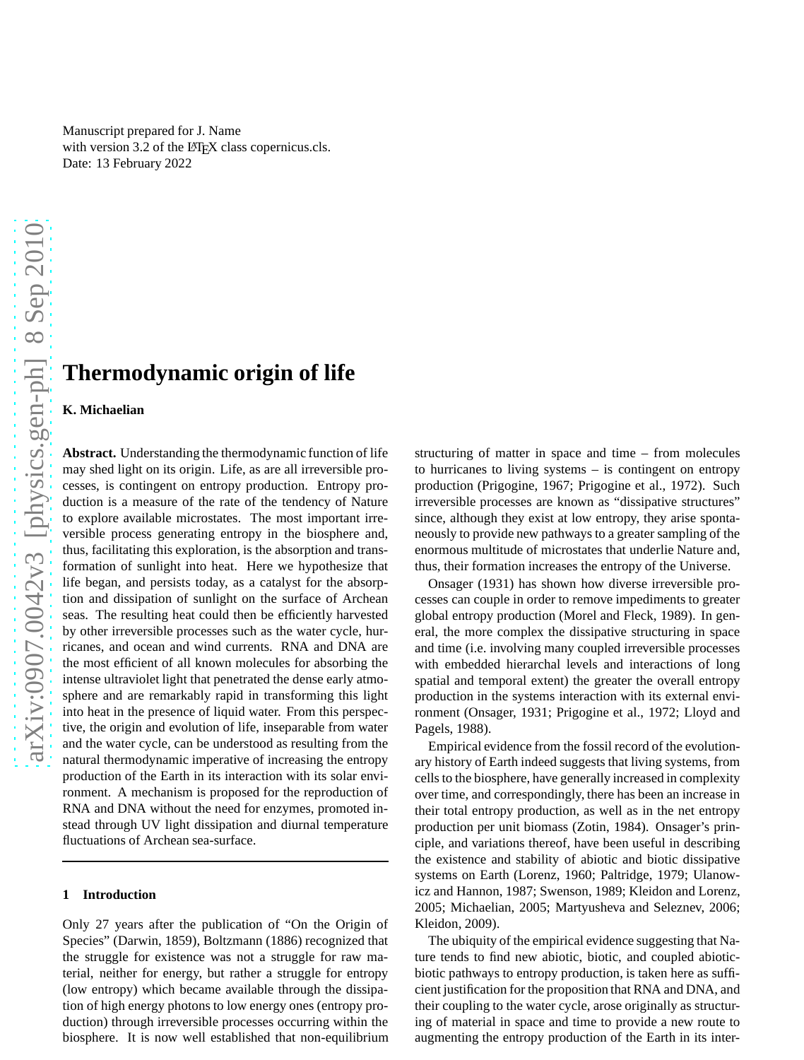Manuscript prepared for J. Name
with version 3.2 of the LATEX class copernicus.cls.
Date: 13 February 2022

# Thermodynamic origin of life

**K. Michaelian**

**Abstract.** Understanding the thermodynamic function of life may shed light on its origin. Life, as are all irreversible processes, is contingent on entropy production. Entropy production is a measure of the rate of the tendency of Nature to explore available microstates. The most important irreversible process generating entropy in the biosphere and, thus, facilitating this exploration, is the absorption and transformation of sunlight into heat. Here we hypothesize that life began, and persists today, as a catalyst for the absorption and dissipation of sunlight on the surface of Archean seas. The resulting heat could then be efficiently harvested by other irreversible processes such as the water cycle, hurricanes, and ocean and wind currents. RNA and DNA are the most efficient of all known molecules for absorbing the intense ultraviolet light that penetrated the dense early atmosphere and are remarkably rapid in transforming this light into heat in the presence of liquid water. From this perspective, the origin and evolution of life, inseparable from water and the water cycle, can be understood as resulting from the natural thermodynamic imperative of increasing the entropy production of the Earth in its interaction with its solar environment. A mechanism is proposed for the reproduction of RNA and DNA without the need for enzymes, promoted instead through UV light dissipation and diurnal temperature fluctuations of Archean sea-surface.

## 1 Introduction

Only 27 years after the publication of "On the Origin of Species" (Darwin, 1859), Boltzmann (1886) recognized that the struggle for existence was not a struggle for raw material, neither for energy, but rather a struggle for entropy (low entropy) which became available through the dissipation of high energy photons to low energy ones (entropy production) through irreversible processes occurring within the biosphere. It is now well established that non-equilibrium structuring of matter in space and time – from molecules to hurricanes to living systems – is contingent on entropy production (Prigogine, 1967; Prigogine et al., 1972). Such irreversible processes are known as "dissipative structures" since, although they exist at low entropy, they arise spontaneously to provide new pathways to a greater sampling of the enormous multitude of microstates that underlie Nature and, thus, their formation increases the entropy of the Universe.

Onsager (1931) has shown how diverse irreversible processes can couple in order to remove impediments to greater global entropy production (Morel and Fleck, 1989). In general, the more complex the dissipative structuring in space and time (i.e. involving many coupled irreversible processes with embedded hierarchal levels and interactions of long spatial and temporal extent) the greater the overall entropy production in the systems interaction with its external environment (Onsager, 1931; Prigogine et al., 1972; Lloyd and Pagels, 1988).

Empirical evidence from the fossil record of the evolutionary history of Earth indeed suggests that living systems, from cells to the biosphere, have generally increased in complexity over time, and correspondingly, there has been an increase in their total entropy production, as well as in the net entropy production per unit biomass (Zotin, 1984). Onsager's principle, and variations thereof, have been useful in describing the existence and stability of abiotic and biotic dissipative systems on Earth (Lorenz, 1960; Paltridge, 1979; Ulanowicz and Hannon, 1987; Swenson, 1989; Kleidon and Lorenz, 2005; Michaelian, 2005; Martyusheva and Seleznev, 2006; Kleidon, 2009).

The ubiquity of the empirical evidence suggesting that Nature tends to find new abiotic, biotic, and coupled abiotic-biotic pathways to entropy production, is taken here as sufficient justification for the proposition that RNA and DNA, and their coupling to the water cycle, arose originally as structuring of material in space and time to provide a new route to augmenting the entropy production of the Earth in its inter-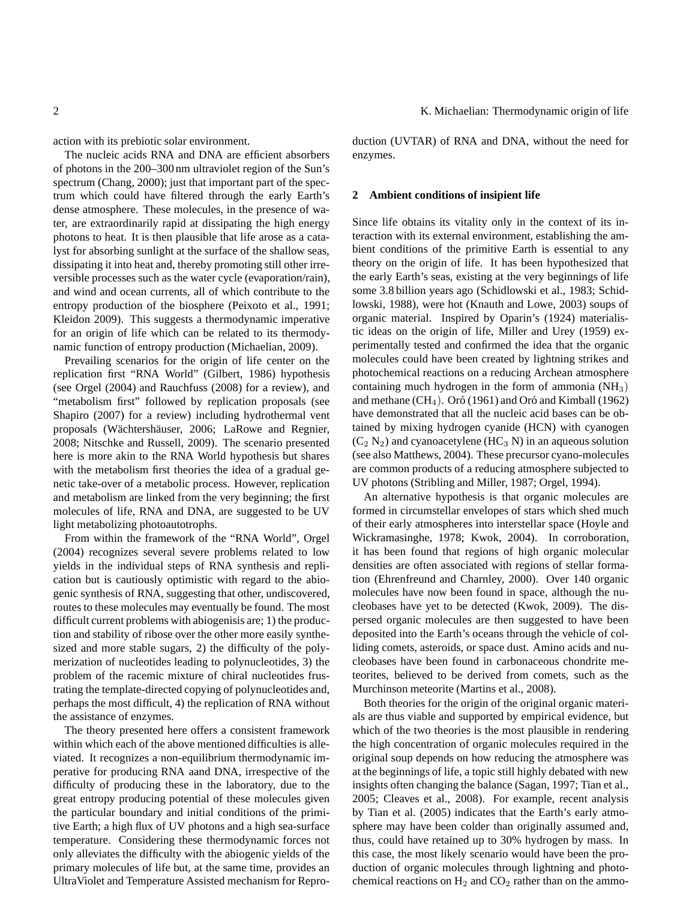action with its prebiotic solar environment.

The nucleic acids RNA and DNA are efficient absorbers of photons in the 200–300 nm ultraviolet region of the Sun's spectrum (Chang, 2000); just that important part of the spectrum which could have filtered through the early Earth's dense atmosphere. These molecules, in the presence of water, are extraordinarily rapid at dissipating the high energy photons to heat. It is then plausible that life arose as a catalyst for absorbing sunlight at the surface of the shallow seas, dissipating it into heat and, thereby promoting still other irreversible processes such as the water cycle (evaporation/rain), and wind and ocean currents, all of which contribute to the entropy production of the biosphere (Peixoto et al., 1991; Kleidon 2009). This suggests a thermodynamic imperative for an origin of life which can be related to its thermodynamic function of entropy production (Michaelian, 2009).

Prevailing scenarios for the origin of life center on the replication first "RNA World" (Gilbert, 1986) hypothesis (see Orgel (2004) and Rauchfuss (2008) for a review), and "metabolism first" followed by replication proposals (see Shapiro (2007) for a review) including hydrothermal vent proposals (Wächtershäuser, 2006; LaRowe and Regnier, 2008; Nitschke and Russell, 2009). The scenario presented here is more akin to the RNA World hypothesis but shares with the metabolism first theories the idea of a gradual genetic take-over of a metabolic process. However, replication and metabolism are linked from the very beginning; the first molecules of life, RNA and DNA, are suggested to be UV light metabolizing photoautotrophs.

From within the framework of the "RNA World", Orgel (2004) recognizes several severe problems related to low yields in the individual steps of RNA synthesis and replication but is cautiously optimistic with regard to the abiogenic synthesis of RNA, suggesting that other, undiscovered, routes to these molecules may eventually be found. The most difficult current problems with abiogenisis are; 1) the production and stability of ribose over the other more easily synthesized and more stable sugars, 2) the difficulty of the polymerization of nucleotides leading to polynucleotides, 3) the problem of the racemic mixture of chiral nucleotides frustrating the template-directed copying of polynucleotides and, perhaps the most difficult, 4) the replication of RNA without the assistance of enzymes.

The theory presented here offers a consistent framework within which each of the above mentioned difficulties is alleviated. It recognizes a non-equilibrium thermodynamic imperative for producing RNA aand DNA, irrespective of the difficulty of producing these in the laboratory, due to the great entropy producing potential of these molecules given the particular boundary and initial conditions of the primitive Earth; a high flux of UV photons and a high sea-surface temperature. Considering these thermodynamic forces not only alleviates the difficulty with the abiogenic yields of the primary molecules of life but, at the same time, provides an UltraViolet and Temperature Assisted mechanism for Reproduction (UVTAR) of RNA and DNA, without the need for enzymes.

## 2 Ambient conditions of insipient life

Since life obtains its vitality only in the context of its interaction with its external environment, establishing the ambient conditions of the primitive Earth is essential to any theory on the origin of life. It has been hypothesized that the early Earth's seas, existing at the very beginnings of life some 3.8 billion years ago (Schidlowski et al., 1983; Schidlowski, 1988), were hot (Knauth and Lowe, 2003) soups of organic material. Inspired by Oparin's (1924) materialistic ideas on the origin of life, Miller and Urey (1959) experimentally tested and confirmed the idea that the organic molecules could have been created by lightning strikes and photochemical reactions on a reducing Archean atmosphere containing much hydrogen in the form of ammonia ($NH_3$) and methane ($CH_4$). Oró (1961) and Oró and Kimball (1962) have demonstrated that all the nucleic acid bases can be obtained by mixing hydrogen cyanide (HCN) with cyanogen ($C_2N_2$) and cyanoacetylene ($HC_3N$) in an aqueous solution (see also Matthews, 2004). These precursor cyano-molecules are common products of a reducing atmosphere subjected to UV photons (Stribling and Miller, 1987; Orgel, 1994).

An alternative hypothesis is that organic molecules are formed in circumstellar envelopes of stars which shed much of their early atmospheres into interstellar space (Hoyle and Wickramasinghe, 1978; Kwok, 2004). In corroboration, it has been found that regions of high organic molecular densities are often associated with regions of stellar formation (Ehrenfreund and Charnley, 2000). Over 140 organic molecules have now been found in space, although the nucleobases have yet to be detected (Kwok, 2009). The dispersed organic molecules are then suggested to have been deposited into the Earth's oceans through the vehicle of colliding comets, asteroids, or space dust. Amino acids and nucleobases have been found in carbonaceous chondrite meteorites, believed to be derived from comets, such as the Murchinson meteorite (Martins et al., 2008).

Both theories for the origin of the original organic materials are thus viable and supported by empirical evidence, but which of the two theories is the most plausible in rendering the high concentration of organic molecules required in the original soup depends on how reducing the atmosphere was at the beginnings of life, a topic still highly debated with new insights often changing the balance (Sagan, 1997; Tian et al., 2005; Cleaves et al., 2008). For example, recent analysis by Tian et al. (2005) indicates that the Earth's early atmosphere may have been colder than originally assumed and, thus, could have retained up to 30% hydrogen by mass. In this case, the most likely scenario would have been the production of organic molecules through lightning and photochemical reactions on $H_2$ and $CO_2$ rather than on the ammo-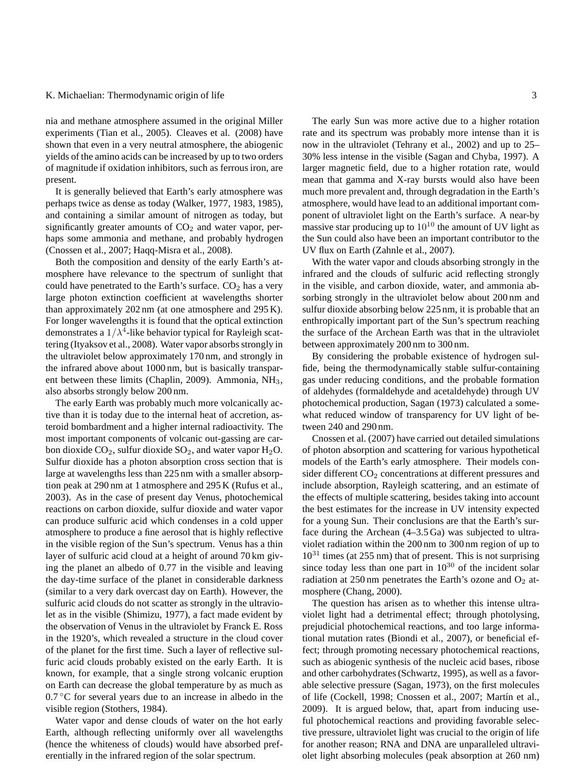nia and methane atmosphere assumed in the original Miller experiments (Tian et al., 2005). Cleaves et al. (2008) have shown that even in a very neutral atmosphere, the abiogenic yields of the amino acids can be increased by up to two orders of magnitude if oxidation inhibitors, such as ferrous iron, are present.

It is generally believed that Earth's early atmosphere was perhaps twice as dense as today (Walker, 1977, 1983, 1985), and containing a similar amount of nitrogen as today, but significantly greater amounts of $CO_2$ and water vapor, perhaps some ammonia and methane, and probably hydrogen (Cnossen et al., 2007; Haqq-Misra et al., 2008).

Both the composition and density of the early Earth's atmosphere have relevance to the spectrum of sunlight that could have penetrated to the Earth's surface. $CO_2$ has a very large photon extinction coefficient at wavelengths shorter than approximately 202 nm (at one atmosphere and 295 K). For longer wavelengths it is found that the optical extinction demonstrates a $1/\lambda^4$-like behavior typical for Rayleigh scattering (Ityaksov et al., 2008). Water vapor absorbs strongly in the ultraviolet below approximately 170 nm, and strongly in the infrared above about 1000 nm, but is basically transparent between these limits (Chaplin, 2009). Ammonia, $NH_3$, also absorbs strongly below 200 nm.

The early Earth was probably much more volcanically active than it is today due to the internal heat of accretion, asteroid bombardment and a higher internal radioactivity. The most important components of volcanic out-gassing are carbon dioxide $CO_2$, sulfur dioxide $SO_2$, and water vapor $H_2O$. Sulfur dioxide has a photon absorption cross section that is large at wavelengths less than 225 nm with a smaller absorption peak at 290 nm at 1 atmosphere and 295 K (Rufus et al., 2003). As in the case of present day Venus, photochemical reactions on carbon dioxide, sulfur dioxide and water vapor can produce sulfuric acid which condenses in a cold upper atmosphere to produce a fine aerosol that is highly reflective in the visible region of the Sun's spectrum. Venus has a thin layer of sulfuric acid cloud at a height of around 70 km giving the planet an albedo of 0.77 in the visible and leaving the day-time surface of the planet in considerable darkness (similar to a very dark overcast day on Earth). However, the sulfuric acid clouds do not scatter as strongly in the ultraviolet as in the visible (Shimizu, 1977), a fact made evident by the observation of Venus in the ultraviolet by Franck E. Ross in the 1920's, which revealed a structure in the cloud cover of the planet for the first time. Such a layer of reflective sulfuric acid clouds probably existed on the early Earth. It is known, for example, that a single strong volcanic eruption on Earth can decrease the global temperature by as much as $0.7\,^{\circ}$C for several years due to an increase in albedo in the visible region (Stothers, 1984).

Water vapor and dense clouds of water on the hot early Earth, although reflecting uniformly over all wavelengths (hence the whiteness of clouds) would have absorbed preferentially in the infrared region of the solar spectrum.

The early Sun was more active due to a higher rotation rate and its spectrum was probably more intense than it is now in the ultraviolet (Tehrany et al., 2002) and up to 25–30% less intense in the visible (Sagan and Chyba, 1997). A larger magnetic field, due to a higher rotation rate, would mean that gamma and X-ray bursts would also have been much more prevalent and, through degradation in the Earth's atmosphere, would have lead to an additional important component of ultraviolet light on the Earth's surface. A near-by massive star producing up to $10^{10}$ the amount of UV light as the Sun could also have been an important contributor to the UV flux on Earth (Zahnle et al., 2007).

With the water vapor and clouds absorbing strongly in the infrared and the clouds of sulfuric acid reflecting strongly in the visible, and carbon dioxide, water, and ammonia absorbing strongly in the ultraviolet below about 200 nm and sulfur dioxide absorbing below 225 nm, it is probable that an enthropically important part of the Sun's spectrum reaching the surface of the Archean Earth was that in the ultraviolet between approximately 200 nm to 300 nm.

By considering the probable existence of hydrogen sulfide, being the thermodynamically stable sulfur-containing gas under reducing conditions, and the probable formation of aldehydes (formaldehyde and acetaldehyde) through UV photochemical production, Sagan (1973) calculated a somewhat reduced window of transparency for UV light of between 240 and 290 nm.

Cnossen et al. (2007) have carried out detailed simulations of photon absorption and scattering for various hypothetical models of the Earth's early atmosphere. Their models consider different $CO_2$ concentrations at different pressures and include absorption, Rayleigh scattering, and an estimate of the effects of multiple scattering, besides taking into account the best estimates for the increase in UV intensity expected for a young Sun. Their conclusions are that the Earth's surface during the Archean (4–3.5 Ga) was subjected to ultraviolet radiation within the 200 nm to 300 nm region of up to $10^{31}$ times (at 255 nm) that of present. This is not surprising since today less than one part in $10^{30}$ of the incident solar radiation at 250 nm penetrates the Earth's ozone and $O_2$ atmosphere (Chang, 2000).

The question has arisen as to whether this intense ultraviolet light had a detrimental effect; through photolysing, prejudicial photochemical reactions, and too large informational mutation rates (Biondi et al., 2007), or beneficial effect; through promoting necessary photochemical reactions, such as abiogenic synthesis of the nucleic acid bases, ribose and other carbohydrates (Schwartz, 1995), as well as a favorable selective pressure (Sagan, 1973), on the first molecules of life (Cockell, 1998; Cnossen et al., 2007; Martín et al., 2009). It is argued below, that, apart from inducing useful photochemical reactions and providing favorable selective pressure, ultraviolet light was crucial to the origin of life for another reason; RNA and DNA are unparalleled ultraviolet light absorbing molecules (peak absorption at 260 nm)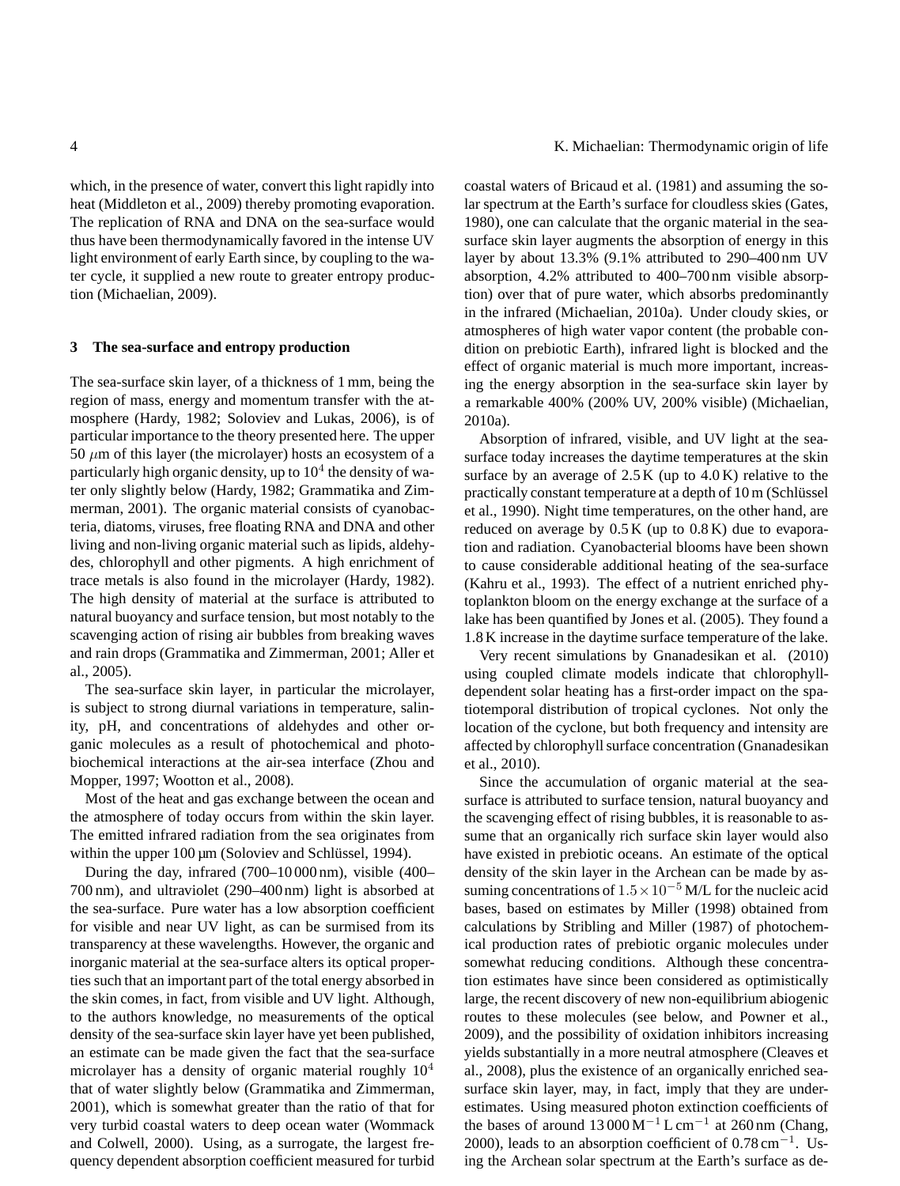which, in the presence of water, convert this light rapidly into heat (Middleton et al., 2009) thereby promoting evaporation. The replication of RNA and DNA on the sea-surface would thus have been thermodynamically favored in the intense UV light environment of early Earth since, by coupling to the water cycle, it supplied a new route to greater entropy production (Michaelian, 2009).

## 3 The sea-surface and entropy production

The sea-surface skin layer, of a thickness of 1 mm, being the region of mass, energy and momentum transfer with the atmosphere (Hardy, 1982; Soloviev and Lukas, 2006), is of particular importance to the theory presented here. The upper 50 $\mu$m of this layer (the microlayer) hosts an ecosystem of a particularly high organic density, up to $10^4$ the density of water only slightly below (Hardy, 1982; Grammatika and Zimmerman, 2001). The organic material consists of cyanobacteria, diatoms, viruses, free floating RNA and DNA and other living and non-living organic material such as lipids, aldehydes, chlorophyll and other pigments. A high enrichment of trace metals is also found in the microlayer (Hardy, 1982). The high density of material at the surface is attributed to natural buoyancy and surface tension, but most notably to the scavenging action of rising air bubbles from breaking waves and rain drops (Grammatika and Zimmerman, 2001; Aller et al., 2005).

The sea-surface skin layer, in particular the microlayer, is subject to strong diurnal variations in temperature, salinity, pH, and concentrations of aldehydes and other organic molecules as a result of photochemical and photobiochemical interactions at the air-sea interface (Zhou and Mopper, 1997; Wootton et al., 2008).

Most of the heat and gas exchange between the ocean and the atmosphere of today occurs from within the skin layer. The emitted infrared radiation from the sea originates from within the upper 100 µm (Soloviev and Schlüssel, 1994).

During the day, infrared (700–10 000 nm), visible (400–700 nm), and ultraviolet (290–400 nm) light is absorbed at the sea-surface. Pure water has a low absorption coefficient for visible and near UV light, as can be surmised from its transparency at these wavelengths. However, the organic and inorganic material at the sea-surface alters its optical properties such that an important part of the total energy absorbed in the skin comes, in fact, from visible and UV light. Although, to the authors knowledge, no measurements of the optical density of the sea-surface skin layer have yet been published, an estimate can be made given the fact that the sea-surface microlayer has a density of organic material roughly $10^4$ that of water slightly below (Grammatika and Zimmerman, 2001), which is somewhat greater than the ratio of that for very turbid coastal waters to deep ocean water (Wommack and Colwell, 2000). Using, as a surrogate, the largest frequency dependent absorption coefficient measured for turbid coastal waters of Bricaud et al. (1981) and assuming the solar spectrum at the Earth's surface for cloudless skies (Gates, 1980), one can calculate that the organic material in the sea-surface skin layer augments the absorption of energy in this layer by about 13.3% (9.1% attributed to 290–400 nm UV absorption, 4.2% attributed to 400–700 nm visible absorption) over that of pure water, which absorbs predominantly in the infrared (Michaelian, 2010a). Under cloudy skies, or atmospheres of high water vapor content (the probable condition on prebiotic Earth), infrared light is blocked and the effect of organic material is much more important, increasing the energy absorption in the sea-surface skin layer by a remarkable 400% (200% UV, 200% visible) (Michaelian, 2010a).

Absorption of infrared, visible, and UV light at the sea-surface today increases the daytime temperatures at the skin surface by an average of 2.5 K (up to 4.0 K) relative to the practically constant temperature at a depth of 10 m (Schlüssel et al., 1990). Night time temperatures, on the other hand, are reduced on average by 0.5 K (up to 0.8 K) due to evaporation and radiation. Cyanobacterial blooms have been shown to cause considerable additional heating of the sea-surface (Kahru et al., 1993). The effect of a nutrient enriched phytoplankton bloom on the energy exchange at the surface of a lake has been quantified by Jones et al. (2005). They found a 1.8 K increase in the daytime surface temperature of the lake.

Very recent simulations by Gnanadesikan et al. (2010) using coupled climate models indicate that chlorophyll-dependent solar heating has a first-order impact on the spatiotemporal distribution of tropical cyclones. Not only the location of the cyclone, but both frequency and intensity are affected by chlorophyll surface concentration (Gnanadesikan et al., 2010).

Since the accumulation of organic material at the sea-surface is attributed to surface tension, natural buoyancy and the scavenging effect of rising bubbles, it is reasonable to assume that an organically rich surface skin layer would also have existed in prebiotic oceans. An estimate of the optical density of the skin layer in the Archean can be made by assuming concentrations of $1.5\times10^{-5}$ M/L for the nucleic acid bases, based on estimates by Miller (1998) obtained from calculations by Stribling and Miller (1987) of photochemical production rates of prebiotic organic molecules under somewhat reducing conditions. Although these concentration estimates have since been considered as optimistically large, the recent discovery of new non-equilibrium abiogenic routes to these molecules (see below, and Powner et al., 2009), and the possibility of oxidation inhibitors increasing yields substantially in a more neutral atmosphere (Cleaves et al., 2008), plus the existence of an organically enriched sea-surface skin layer, may, in fact, imply that they are underestimates. Using measured photon extinction coefficients of the bases of around 13 000 $\mathrm{M^{-1}\,L\,cm^{-1}}$ at 260 nm (Chang, 2000), leads to an absorption coefficient of 0.78 $\mathrm{cm^{-1}}$. Using the Archean solar spectrum at the Earth's surface as de-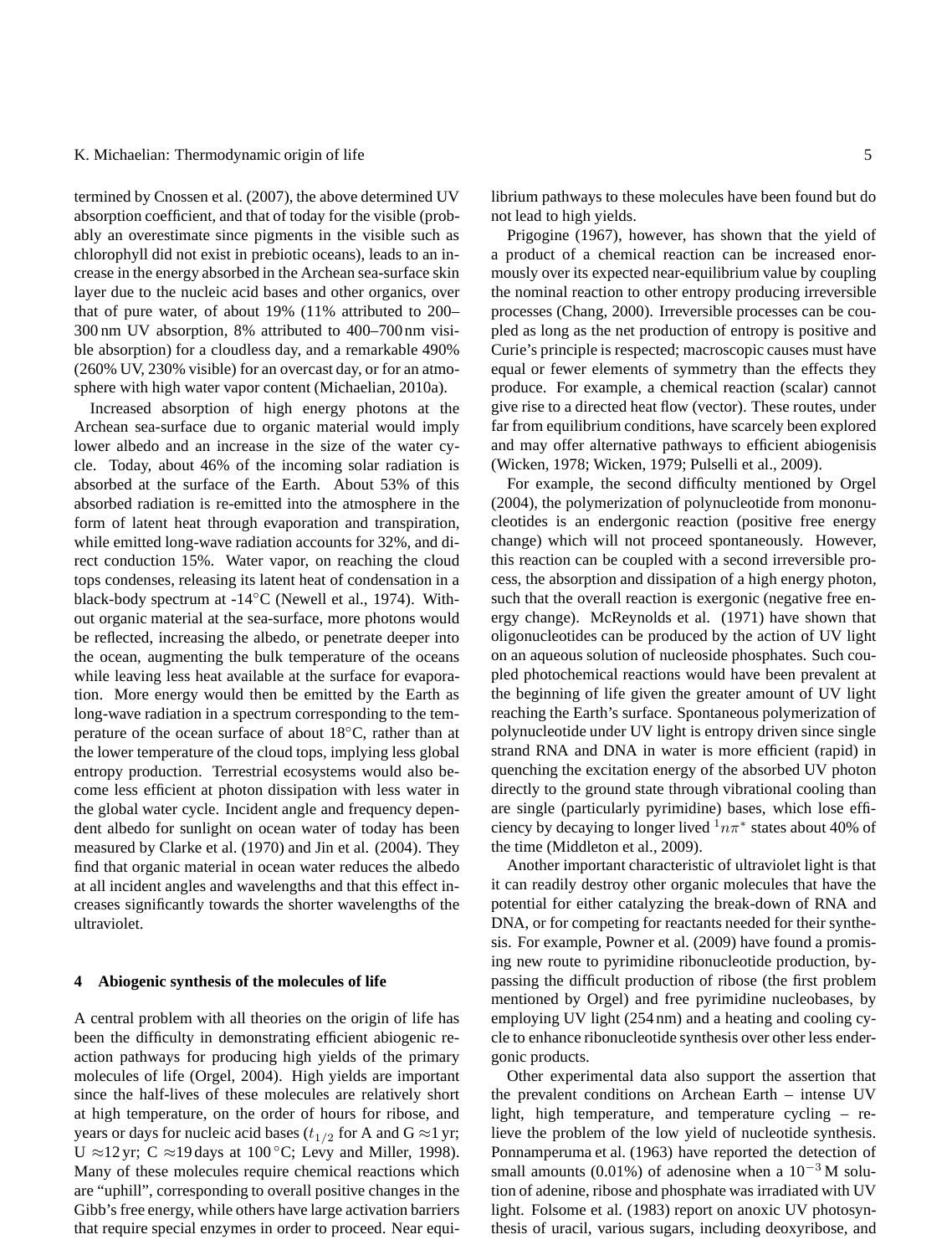termined by Cnossen et al. (2007), the above determined UV absorption coefficient, and that of today for the visible (probably an overestimate since pigments in the visible such as chlorophyll did not exist in prebiotic oceans), leads to an increase in the energy absorbed in the Archean sea-surface skin layer due to the nucleic acid bases and other organics, over that of pure water, of about 19% (11% attributed to 200–300 nm UV absorption, 8% attributed to 400–700 nm visible absorption) for a cloudless day, and a remarkable 490% (260% UV, 230% visible) for an overcast day, or for an atmosphere with high water vapor content (Michaelian, 2010a).

Increased absorption of high energy photons at the Archean sea-surface due to organic material would imply lower albedo and an increase in the size of the water cycle. Today, about 46% of the incoming solar radiation is absorbed at the surface of the Earth. About 53% of this absorbed radiation is re-emitted into the atmosphere in the form of latent heat through evaporation and transpiration, while emitted long-wave radiation accounts for 32%, and direct conduction 15%. Water vapor, on reaching the cloud tops condenses, releasing its latent heat of condensation in a black-body spectrum at -14°C (Newell et al., 1974). Without organic material at the sea-surface, more photons would be reflected, increasing the albedo, or penetrate deeper into the ocean, augmenting the bulk temperature of the oceans while leaving less heat available at the surface for evaporation. More energy would then be emitted by the Earth as long-wave radiation in a spectrum corresponding to the temperature of the ocean surface of about 18°C, rather than at the lower temperature of the cloud tops, implying less global entropy production. Terrestrial ecosystems would also become less efficient at photon dissipation with less water in the global water cycle. Incident angle and frequency dependent albedo for sunlight on ocean water of today has been measured by Clarke et al. (1970) and Jin et al. (2004). They find that organic material in ocean water reduces the albedo at all incident angles and wavelengths and that this effect increases significantly towards the shorter wavelengths of the ultraviolet.

## 4 Abiogenic synthesis of the molecules of life

A central problem with all theories on the origin of life has been the difficulty in demonstrating efficient abiogenic reaction pathways for producing high yields of the primary molecules of life (Orgel, 2004). High yields are important since the half-lives of these molecules are relatively short at high temperature, on the order of hours for ribose, and years or days for nucleic acid bases ($t_{1/2}$ for A and G ≈1 yr; U ≈12 yr; C ≈19 days at 100 °C; Levy and Miller, 1998). Many of these molecules require chemical reactions which are "uphill", corresponding to overall positive changes in the Gibb's free energy, while others have large activation barriers that require special enzymes in order to proceed. Near equilibrium pathways to these molecules have been found but do not lead to high yields.

Prigogine (1967), however, has shown that the yield of a product of a chemical reaction can be increased enormously over its expected near-equilibrium value by coupling the nominal reaction to other entropy producing irreversible processes (Chang, 2000). Irreversible processes can be coupled as long as the net production of entropy is positive and Curie's principle is respected; macroscopic causes must have equal or fewer elements of symmetry than the effects they produce. For example, a chemical reaction (scalar) cannot give rise to a directed heat flow (vector). These routes, under far from equilibrium conditions, have scarcely been explored and may offer alternative pathways to efficient abiogenisis (Wicken, 1978; Wicken, 1979; Pulselli et al., 2009).

For example, the second difficulty mentioned by Orgel (2004), the polymerization of polynucleotide from mononucleotides is an endergonic reaction (positive free energy change) which will not proceed spontaneously. However, this reaction can be coupled with a second irreversible process, the absorption and dissipation of a high energy photon, such that the overall reaction is exergonic (negative free energy change). McReynolds et al. (1971) have shown that oligonucleotides can be produced by the action of UV light on an aqueous solution of nucleoside phosphates. Such coupled photochemical reactions would have been prevalent at the beginning of life given the greater amount of UV light reaching the Earth's surface. Spontaneous polymerization of polynucleotide under UV light is entropy driven since single strand RNA and DNA in water is more efficient (rapid) in quenching the excitation energy of the absorbed UV photon directly to the ground state through vibrational cooling than are single (particularly pyrimidine) bases, which lose efficiency by decaying to longer lived $^1n\pi^*$ states about 40% of the time (Middleton et al., 2009).

Another important characteristic of ultraviolet light is that it can readily destroy other organic molecules that have the potential for either catalyzing the break-down of RNA and DNA, or for competing for reactants needed for their synthesis. For example, Powner et al. (2009) have found a promising new route to pyrimidine ribonucleotide production, bypassing the difficult production of ribose (the first problem mentioned by Orgel) and free pyrimidine nucleobases, by employing UV light (254 nm) and a heating and cooling cycle to enhance ribonucleotide synthesis over other less endergonic products.

Other experimental data also support the assertion that the prevalent conditions on Archean Earth – intense UV light, high temperature, and temperature cycling – relieve the problem of the low yield of nucleotide synthesis. Ponnamperuma et al. (1963) have reported the detection of small amounts (0.01%) of adenosine when a $10^{-3}$ M solution of adenine, ribose and phosphate was irradiated with UV light. Folsome et al. (1983) report on anoxic UV photosynthesis of uracil, various sugars, including deoxyribose, and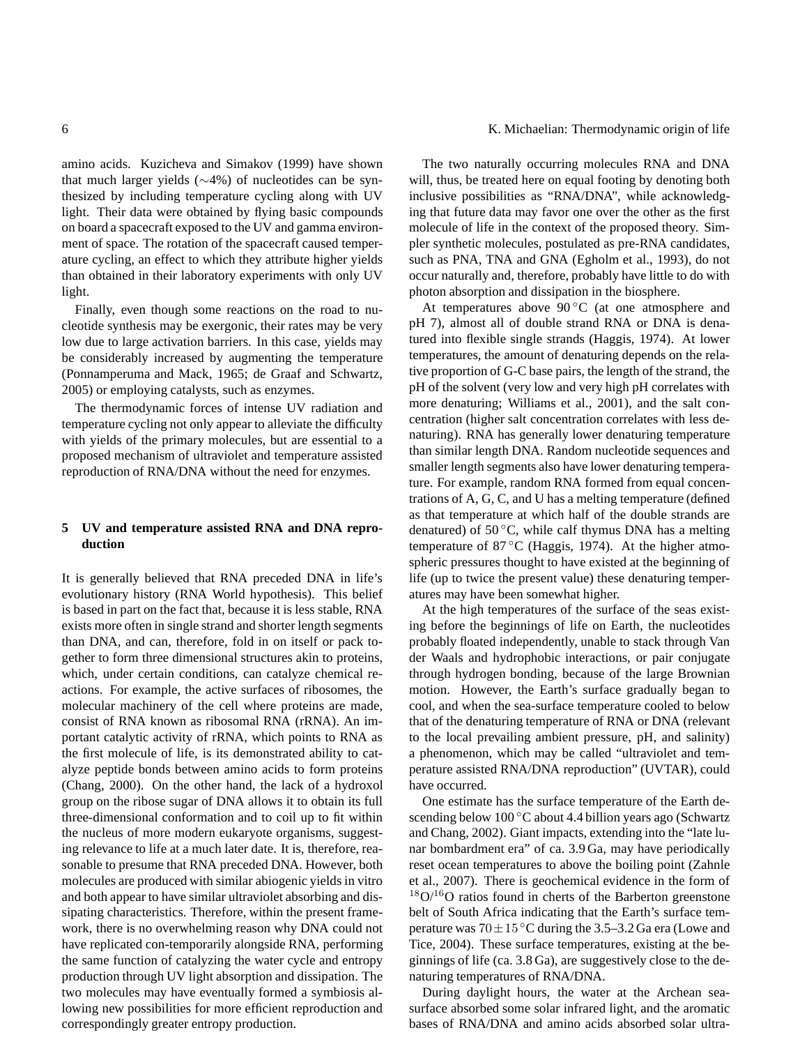amino acids. Kuzicheva and Simakov (1999) have shown that much larger yields (∼4%) of nucleotides can be synthesized by including temperature cycling along with UV light. Their data were obtained by flying basic compounds on board a spacecraft exposed to the UV and gamma environment of space. The rotation of the spacecraft caused temperature cycling, an effect to which they attribute higher yields than obtained in their laboratory experiments with only UV light.

Finally, even though some reactions on the road to nucleotide synthesis may be exergonic, their rates may be very low due to large activation barriers. In this case, yields may be considerably increased by augmenting the temperature (Ponnamperuma and Mack, 1965; de Graaf and Schwartz, 2005) or employing catalysts, such as enzymes.

The thermodynamic forces of intense UV radiation and temperature cycling not only appear to alleviate the difficulty with yields of the primary molecules, but are essential to a proposed mechanism of ultraviolet and temperature assisted reproduction of RNA/DNA without the need for enzymes.

## 5 UV and temperature assisted RNA and DNA reproduction

It is generally believed that RNA preceded DNA in life's evolutionary history (RNA World hypothesis). This belief is based in part on the fact that, because it is less stable, RNA exists more often in single strand and shorter length segments than DNA, and can, therefore, fold in on itself or pack together to form three dimensional structures akin to proteins, which, under certain conditions, can catalyze chemical reactions. For example, the active surfaces of ribosomes, the molecular machinery of the cell where proteins are made, consist of RNA known as ribosomal RNA (rRNA). An important catalytic activity of rRNA, which points to RNA as the first molecule of life, is its demonstrated ability to catalyze peptide bonds between amino acids to form proteins (Chang, 2000). On the other hand, the lack of a hydroxol group on the ribose sugar of DNA allows it to obtain its full three-dimensional conformation and to coil up to fit within the nucleus of more modern eukaryote organisms, suggesting relevance to life at a much later date. It is, therefore, reasonable to presume that RNA preceded DNA. However, both molecules are produced with similar abiogenic yields in vitro and both appear to have similar ultraviolet absorbing and dissipating characteristics. Therefore, within the present framework, there is no overwhelming reason why DNA could not have replicated con-temporarily alongside RNA, performing the same function of catalyzing the water cycle and entropy production through UV light absorption and dissipation. The two molecules may have eventually formed a symbiosis allowing new possibilities for more efficient reproduction and correspondingly greater entropy production.

The two naturally occurring molecules RNA and DNA will, thus, be treated here on equal footing by denoting both inclusive possibilities as "RNA/DNA", while acknowledging that future data may favor one over the other as the first molecule of life in the context of the proposed theory. Simpler synthetic molecules, postulated as pre-RNA candidates, such as PNA, TNA and GNA (Egholm et al., 1993), do not occur naturally and, therefore, probably have little to do with photon absorption and dissipation in the biosphere.

At temperatures above 90 °C (at one atmosphere and pH 7), almost all of double strand RNA or DNA is denatured into flexible single strands (Haggis, 1974). At lower temperatures, the amount of denaturing depends on the relative proportion of G-C base pairs, the length of the strand, the pH of the solvent (very low and very high pH correlates with more denaturing; Williams et al., 2001), and the salt concentration (higher salt concentration correlates with less denaturing). RNA has generally lower denaturing temperature than similar length DNA. Random nucleotide sequences and smaller length segments also have lower denaturing temperature. For example, random RNA formed from equal concentrations of A, G, C, and U has a melting temperature (defined as that temperature at which half of the double strands are denatured) of 50 °C, while calf thymus DNA has a melting temperature of 87 °C (Haggis, 1974). At the higher atmospheric pressures thought to have existed at the beginning of life (up to twice the present value) these denaturing temperatures may have been somewhat higher.

At the high temperatures of the surface of the seas existing before the beginnings of life on Earth, the nucleotides probably floated independently, unable to stack through Van der Waals and hydrophobic interactions, or pair conjugate through hydrogen bonding, because of the large Brownian motion. However, the Earth's surface gradually began to cool, and when the sea-surface temperature cooled to below that of the denaturing temperature of RNA or DNA (relevant to the local prevailing ambient pressure, pH, and salinity) a phenomenon, which may be called "ultraviolet and temperature assisted RNA/DNA reproduction" (UVTAR), could have occurred.

One estimate has the surface temperature of the Earth descending below 100 °C about 4.4 billion years ago (Schwartz and Chang, 2002). Giant impacts, extending into the "late lunar bombardment era" of ca. 3.9 Ga, may have periodically reset ocean temperatures to above the boiling point (Zahnle et al., 2007). There is geochemical evidence in the form of $^{18}O/^{16}O$ ratios found in cherts of the Barberton greenstone belt of South Africa indicating that the Earth's surface temperature was $70 \pm 15$ °C during the 3.5–3.2 Ga era (Lowe and Tice, 2004). These surface temperatures, existing at the beginnings of life (ca. 3.8 Ga), are suggestively close to the denaturing temperatures of RNA/DNA.

During daylight hours, the water at the Archean sea-surface absorbed some solar infrared light, and the aromatic bases of RNA/DNA and amino acids absorbed solar ultra-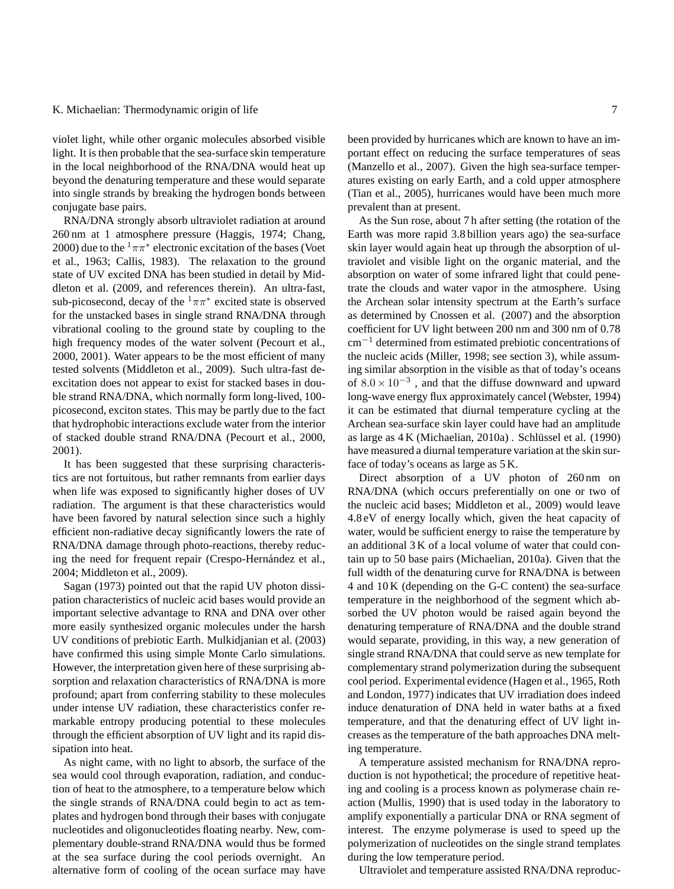violet light, while other organic molecules absorbed visible light. It is then probable that the sea-surface skin temperature in the local neighborhood of the RNA/DNA would heat up beyond the denaturing temperature and these would separate into single strands by breaking the hydrogen bonds between conjugate base pairs.

RNA/DNA strongly absorb ultraviolet radiation at around 260 nm at 1 atmosphere pressure (Haggis, 1974; Chang, 2000) due to the $^1\pi\pi^*$ electronic excitation of the bases (Voet et al., 1963; Callis, 1983). The relaxation to the ground state of UV excited DNA has been studied in detail by Middleton et al. (2009, and references therein). An ultra-fast, sub-picosecond, decay of the $^1\pi\pi^*$ excited state is observed for the unstacked bases in single strand RNA/DNA through vibrational cooling to the ground state by coupling to the high frequency modes of the water solvent (Pecourt et al., 2000, 2001). Water appears to be the most efficient of many tested solvents (Middleton et al., 2009). Such ultra-fast de-excitation does not appear to exist for stacked bases in double strand RNA/DNA, which normally form long-lived, 100-picosecond, exciton states. This may be partly due to the fact that hydrophobic interactions exclude water from the interior of stacked double strand RNA/DNA (Pecourt et al., 2000, 2001).

It has been suggested that these surprising characteristics are not fortuitous, but rather remnants from earlier days when life was exposed to significantly higher doses of UV radiation. The argument is that these characteristics would have been favored by natural selection since such a highly efficient non-radiative decay significantly lowers the rate of RNA/DNA damage through photo-reactions, thereby reducing the need for frequent repair (Crespo-Hernández et al., 2004; Middleton et al., 2009).

Sagan (1973) pointed out that the rapid UV photon dissipation characteristics of nucleic acid bases would provide an important selective advantage to RNA and DNA over other more easily synthesized organic molecules under the harsh UV conditions of prebiotic Earth. Mulkidjanian et al. (2003) have confirmed this using simple Monte Carlo simulations. However, the interpretation given here of these surprising absorption and relaxation characteristics of RNA/DNA is more profound; apart from conferring stability to these molecules under intense UV radiation, these characteristics confer remarkable entropy producing potential to these molecules through the efficient absorption of UV light and its rapid dissipation into heat.

As night came, with no light to absorb, the surface of the sea would cool through evaporation, radiation, and conduction of heat to the atmosphere, to a temperature below which the single strands of RNA/DNA could begin to act as templates and hydrogen bond through their bases with conjugate nucleotides and oligonucleotides floating nearby. New, complementary double-strand RNA/DNA would thus be formed at the sea surface during the cool periods overnight. An alternative form of cooling of the ocean surface may have been provided by hurricanes which are known to have an important effect on reducing the surface temperatures of seas (Manzello et al., 2007). Given the high sea-surface temperatures existing on early Earth, and a cold upper atmosphere (Tian et al., 2005), hurricanes would have been much more prevalent than at present.

As the Sun rose, about 7 h after setting (the rotation of the Earth was more rapid 3.8 billion years ago) the sea-surface skin layer would again heat up through the absorption of ultraviolet and visible light on the organic material, and the absorption on water of some infrared light that could penetrate the clouds and water vapor in the atmosphere. Using the Archean solar intensity spectrum at the Earth's surface as determined by Cnossen et al. (2007) and the absorption coefficient for UV light between 200 nm and 300 nm of 0.78 $\mathrm{cm}^{-1}$ determined from estimated prebiotic concentrations of the nucleic acids (Miller, 1998; see section 3), while assuming similar absorption in the visible as that of today's oceans of $8.0 \times 10^{-3}$ , and that the diffuse downward and upward long-wave energy flux approximately cancel (Webster, 1994) it can be estimated that diurnal temperature cycling at the Archean sea-surface skin layer could have had an amplitude as large as 4 K (Michaelian, 2010a) . Schlüssel et al. (1990) have measured a diurnal temperature variation at the skin surface of today's oceans as large as 5 K.

Direct absorption of a UV photon of 260 nm on RNA/DNA (which occurs preferentially on one or two of the nucleic acid bases; Middleton et al., 2009) would leave 4.8 eV of energy locally which, given the heat capacity of water, would be sufficient energy to raise the temperature by an additional 3 K of a local volume of water that could contain up to 50 base pairs (Michaelian, 2010a). Given that the full width of the denaturing curve for RNA/DNA is between 4 and 10 K (depending on the G-C content) the sea-surface temperature in the neighborhood of the segment which absorbed the UV photon would be raised again beyond the denaturing temperature of RNA/DNA and the double strand would separate, providing, in this way, a new generation of single strand RNA/DNA that could serve as new template for complementary strand polymerization during the subsequent cool period. Experimental evidence (Hagen et al., 1965, Roth and London, 1977) indicates that UV irradiation does indeed induce denaturation of DNA held in water baths at a fixed temperature, and that the denaturing effect of UV light increases as the temperature of the bath approaches DNA melting temperature.

A temperature assisted mechanism for RNA/DNA reproduction is not hypothetical; the procedure of repetitive heating and cooling is a process known as polymerase chain reaction (Mullis, 1990) that is used today in the laboratory to amplify exponentially a particular DNA or RNA segment of interest. The enzyme polymerase is used to speed up the polymerization of nucleotides on the single strand templates during the low temperature period.

Ultraviolet and temperature assisted RNA/DNA reproduc-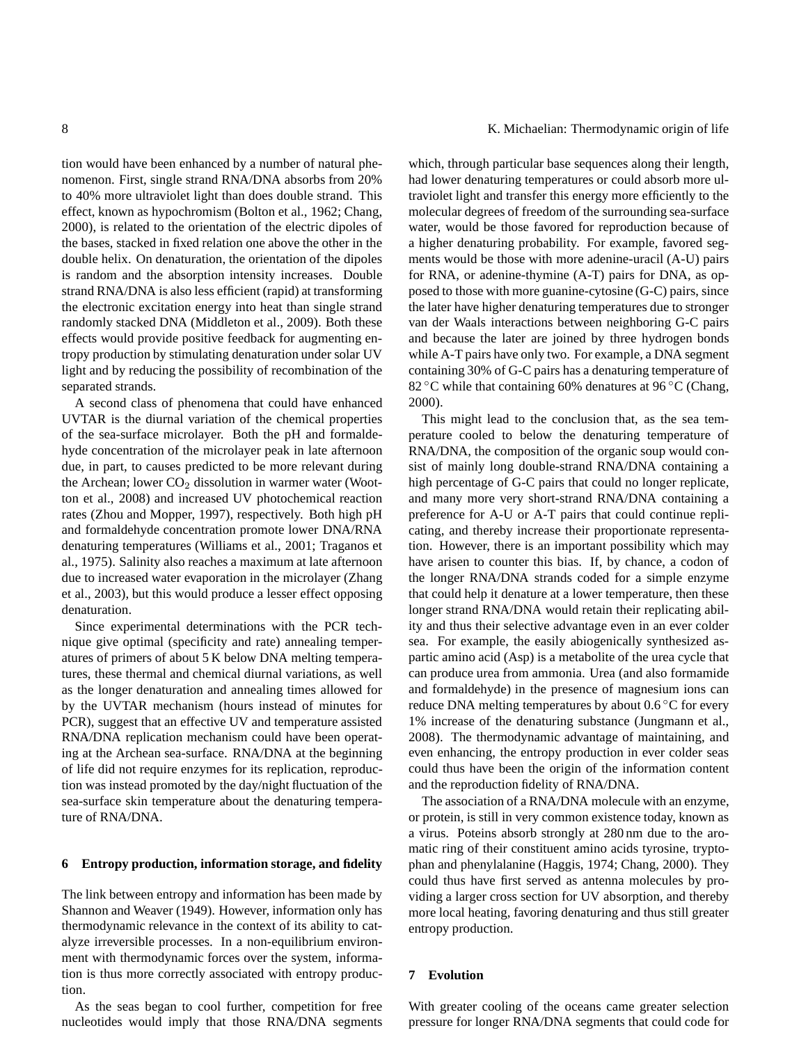tion would have been enhanced by a number of natural phenomenon. First, single strand RNA/DNA absorbs from 20% to 40% more ultraviolet light than does double strand. This effect, known as hypochromism (Bolton et al., 1962; Chang, 2000), is related to the orientation of the electric dipoles of the bases, stacked in fixed relation one above the other in the double helix. On denaturation, the orientation of the dipoles is random and the absorption intensity increases. Double strand RNA/DNA is also less efficient (rapid) at transforming the electronic excitation energy into heat than single strand randomly stacked DNA (Middleton et al., 2009). Both these effects would provide positive feedback for augmenting entropy production by stimulating denaturation under solar UV light and by reducing the possibility of recombination of the separated strands.

A second class of phenomena that could have enhanced UVTAR is the diurnal variation of the chemical properties of the sea-surface microlayer. Both the pH and formaldehyde concentration of the microlayer peak in late afternoon due, in part, to causes predicted to be more relevant during the Archean; lower $CO_2$ dissolution in warmer water (Wootton et al., 2008) and increased UV photochemical reaction rates (Zhou and Mopper, 1997), respectively. Both high pH and formaldehyde concentration promote lower DNA/RNA denaturing temperatures (Williams et al., 2001; Traganos et al., 1975). Salinity also reaches a maximum at late afternoon due to increased water evaporation in the microlayer (Zhang et al., 2003), but this would produce a lesser effect opposing denaturation.

Since experimental determinations with the PCR technique give optimal (specificity and rate) annealing temperatures of primers of about 5 K below DNA melting temperatures, these thermal and chemical diurnal variations, as well as the longer denaturation and annealing times allowed for by the UVTAR mechanism (hours instead of minutes for PCR), suggest that an effective UV and temperature assisted RNA/DNA replication mechanism could have been operating at the Archean sea-surface. RNA/DNA at the beginning of life did not require enzymes for its replication, reproduction was instead promoted by the day/night fluctuation of the sea-surface skin temperature about the denaturing temperature of RNA/DNA.

## 6 Entropy production, information storage, and fidelity

The link between entropy and information has been made by Shannon and Weaver (1949). However, information only has thermodynamic relevance in the context of its ability to catalyze irreversible processes. In a non-equilibrium environment with thermodynamic forces over the system, information is thus more correctly associated with entropy production.

As the seas began to cool further, competition for free nucleotides would imply that those RNA/DNA segments which, through particular base sequences along their length, had lower denaturing temperatures or could absorb more ultraviolet light and transfer this energy more efficiently to the molecular degrees of freedom of the surrounding sea-surface water, would be those favored for reproduction because of a higher denaturing probability. For example, favored segments would be those with more adenine-uracil (A-U) pairs for RNA, or adenine-thymine (A-T) pairs for DNA, as opposed to those with more guanine-cytosine (G-C) pairs, since the later have higher denaturing temperatures due to stronger van der Waals interactions between neighboring G-C pairs and because the later are joined by three hydrogen bonds while A-T pairs have only two. For example, a DNA segment containing 30% of G-C pairs has a denaturing temperature of 82 °C while that containing 60% denatures at 96 °C (Chang, 2000).

This might lead to the conclusion that, as the sea temperature cooled to below the denaturing temperature of RNA/DNA, the composition of the organic soup would consist of mainly long double-strand RNA/DNA containing a high percentage of G-C pairs that could no longer replicate, and many more very short-strand RNA/DNA containing a preference for A-U or A-T pairs that could continue replicating, and thereby increase their proportionate representation. However, there is an important possibility which may have arisen to counter this bias. If, by chance, a codon of the longer RNA/DNA strands coded for a simple enzyme that could help it denature at a lower temperature, then these longer strand RNA/DNA would retain their replicating ability and thus their selective advantage even in an ever colder sea. For example, the easily abiogenically synthesized aspartic amino acid (Asp) is a metabolite of the urea cycle that can produce urea from ammonia. Urea (and also formamide and formaldehyde) in the presence of magnesium ions can reduce DNA melting temperatures by about 0.6 °C for every 1% increase of the denaturing substance (Jungmann et al., 2008). The thermodynamic advantage of maintaining, and even enhancing, the entropy production in ever colder seas could thus have been the origin of the information content and the reproduction fidelity of RNA/DNA.

The association of a RNA/DNA molecule with an enzyme, or protein, is still in very common existence today, known as a virus. Poteins absorb strongly at 280 nm due to the aromatic ring of their constituent amino acids tyrosine, tryptophan and phenylalanine (Haggis, 1974; Chang, 2000). They could thus have first served as antenna molecules by providing a larger cross section for UV absorption, and thereby more local heating, favoring denaturing and thus still greater entropy production.

## 7 Evolution

With greater cooling of the oceans came greater selection pressure for longer RNA/DNA segments that could code for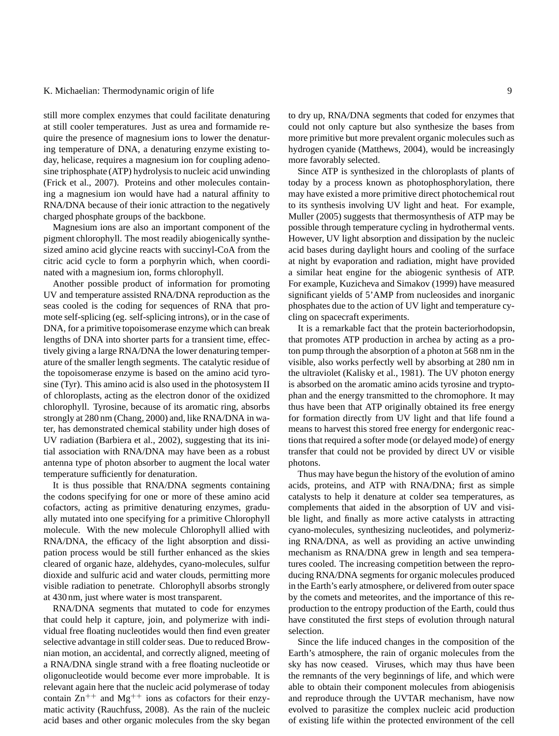still more complex enzymes that could facilitate denaturing at still cooler temperatures. Just as urea and formamide require the presence of magnesium ions to lower the denaturing temperature of DNA, a denaturing enzyme existing today, helicase, requires a magnesium ion for coupling adenosine triphosphate (ATP) hydrolysis to nucleic acid unwinding (Frick et al., 2007). Proteins and other molecules containing a magnesium ion would have had a natural affinity to RNA/DNA because of their ionic attraction to the negatively charged phosphate groups of the backbone.

Magnesium ions are also an important component of the pigment chlorophyll. The most readily abiogenically synthesized amino acid glycine reacts with succinyl-CoA from the citric acid cycle to form a porphyrin which, when coordinated with a magnesium ion, forms chlorophyll.

Another possible product of information for promoting UV and temperature assisted RNA/DNA reproduction as the seas cooled is the coding for sequences of RNA that promote self-splicing (eg. self-splicing introns), or in the case of DNA, for a primitive topoisomerase enzyme which can break lengths of DNA into shorter parts for a transient time, effectively giving a large RNA/DNA the lower denaturing temperature of the smaller length segments. The catalytic residue of the topoisomerase enzyme is based on the amino acid tyrosine (Tyr). This amino acid is also used in the photosystem II of chloroplasts, acting as the electron donor of the oxidized chlorophyll. Tyrosine, because of its aromatic ring, absorbs strongly at 280 nm (Chang, 2000) and, like RNA/DNA in water, has demonstrated chemical stability under high doses of UV radiation (Barbiera et al., 2002), suggesting that its initial association with RNA/DNA may have been as a robust antenna type of photon absorber to augment the local water temperature sufficiently for denaturation.

It is thus possible that RNA/DNA segments containing the codons specifying for one or more of these amino acid cofactors, acting as primitive denaturing enzymes, gradually mutated into one specifying for a primitive Chlorophyll molecule. With the new molecule Chlorophyll allied with RNA/DNA, the efficacy of the light absorption and dissipation process would be still further enhanced as the skies cleared of organic haze, aldehydes, cyano-molecules, sulfur dioxide and sulfuric acid and water clouds, permitting more visible radiation to penetrate. Chlorophyll absorbs strongly at 430 nm, just where water is most transparent.

RNA/DNA segments that mutated to code for enzymes that could help it capture, join, and polymerize with individual free floating nucleotides would then find even greater selective advantage in still colder seas. Due to reduced Brownian motion, an accidental, and correctly aligned, meeting of a RNA/DNA single strand with a free floating nucleotide or oligonucleotide would become ever more improbable. It is relevant again here that the nucleic acid polymerase of today contain $Zn^{++}$ and $Mg^{++}$ ions as cofactors for their enzymatic activity (Rauchfuss, 2008). As the rain of the nucleic acid bases and other organic molecules from the sky began to dry up, RNA/DNA segments that coded for enzymes that could not only capture but also synthesize the bases from more primitive but more prevalent organic molecules such as hydrogen cyanide (Matthews, 2004), would be increasingly more favorably selected.

Since ATP is synthesized in the chloroplasts of plants of today by a process known as photophosphorylation, there may have existed a more primitive direct photochemical rout to its synthesis involving UV light and heat. For example, Muller (2005) suggests that thermosynthesis of ATP may be possible through temperature cycling in hydrothermal vents. However, UV light absorption and dissipation by the nucleic acid bases during daylight hours and cooling of the surface at night by evaporation and radiation, might have provided a similar heat engine for the abiogenic synthesis of ATP. For example, Kuzicheva and Simakov (1999) have measured significant yields of 5'AMP from nucleosides and inorganic phosphates due to the action of UV light and temperature cycling on spacecraft experiments.

It is a remarkable fact that the protein bacteriorhodopsin, that promotes ATP production in archea by acting as a proton pump through the absorption of a photon at 568 nm in the visible, also works perfectly well by absorbing at 280 nm in the ultraviolet (Kalisky et al., 1981). The UV photon energy is absorbed on the aromatic amino acids tyrosine and tryptophan and the energy transmitted to the chromophore. It may thus have been that ATP originally obtained its free energy for formation directly from UV light and that life found a means to harvest this stored free energy for endergonic reactions that required a softer mode (or delayed mode) of energy transfer that could not be provided by direct UV or visible photons.

Thus may have begun the history of the evolution of amino acids, proteins, and ATP with RNA/DNA; first as simple catalysts to help it denature at colder sea temperatures, as complements that aided in the absorption of UV and visible light, and finally as more active catalysts in attracting cyano-molecules, synthesizing nucleotides, and polymerizing RNA/DNA, as well as providing an active unwinding mechanism as RNA/DNA grew in length and sea temperatures cooled. The increasing competition between the reproducing RNA/DNA segments for organic molecules produced in the Earth's early atmosphere, or delivered from outer space by the comets and meteorites, and the importance of this reproduction to the entropy production of the Earth, could thus have constituted the first steps of evolution through natural selection.

Since the life induced changes in the composition of the Earth's atmosphere, the rain of organic molecules from the sky has now ceased. Viruses, which may thus have been the remnants of the very beginnings of life, and which were able to obtain their component molecules from abiogenisis and reproduce through the UVTAR mechanism, have now evolved to parasitize the complex nucleic acid production of existing life within the protected environment of the cell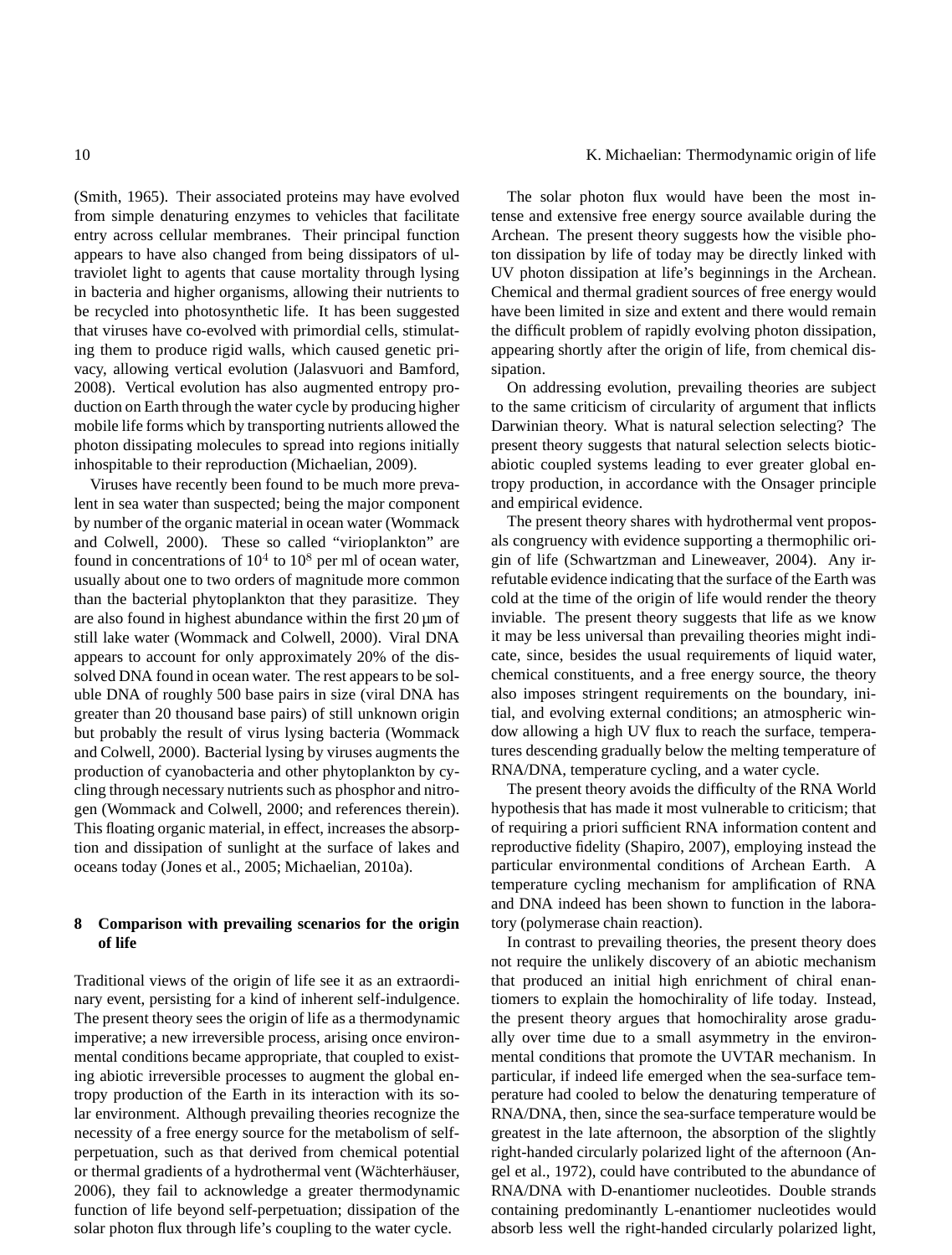(Smith, 1965). Their associated proteins may have evolved from simple denaturing enzymes to vehicles that facilitate entry across cellular membranes. Their principal function appears to have also changed from being dissipators of ultraviolet light to agents that cause mortality through lysing in bacteria and higher organisms, allowing their nutrients to be recycled into photosynthetic life. It has been suggested that viruses have co-evolved with primordial cells, stimulating them to produce rigid walls, which caused genetic privacy, allowing vertical evolution (Jalasvuori and Bamford, 2008). Vertical evolution has also augmented entropy production on Earth through the water cycle by producing higher mobile life forms which by transporting nutrients allowed the photon dissipating molecules to spread into regions initially inhospitable to their reproduction (Michaelian, 2009).

Viruses have recently been found to be much more prevalent in sea water than suspected; being the major component by number of the organic material in ocean water (Wommack and Colwell, 2000). These so called "virioplankton" are found in concentrations of $10^4$ to $10^8$ per ml of ocean water, usually about one to two orders of magnitude more common than the bacterial phytoplankton that they parasitize. They are also found in highest abundance within the first 20 μm of still lake water (Wommack and Colwell, 2000). Viral DNA appears to account for only approximately 20% of the dissolved DNA found in ocean water. The rest appears to be soluble DNA of roughly 500 base pairs in size (viral DNA has greater than 20 thousand base pairs) of still unknown origin but probably the result of virus lysing bacteria (Wommack and Colwell, 2000). Bacterial lysing by viruses augments the production of cyanobacteria and other phytoplankton by cycling through necessary nutrients such as phosphor and nitrogen (Wommack and Colwell, 2000; and references therein). This floating organic material, in effect, increases the absorption and dissipation of sunlight at the surface of lakes and oceans today (Jones et al., 2005; Michaelian, 2010a).

## 8 Comparison with prevailing scenarios for the origin of life

Traditional views of the origin of life see it as an extraordinary event, persisting for a kind of inherent self-indulgence. The present theory sees the origin of life as a thermodynamic imperative; a new irreversible process, arising once environmental conditions became appropriate, that coupled to existing abiotic irreversible processes to augment the global entropy production of the Earth in its interaction with its solar environment. Although prevailing theories recognize the necessity of a free energy source for the metabolism of self-perpetuation, such as that derived from chemical potential or thermal gradients of a hydrothermal vent (Wächterhäuser, 2006), they fail to acknowledge a greater thermodynamic function of life beyond self-perpetuation; dissipation of the solar photon flux through life's coupling to the water cycle.

The solar photon flux would have been the most intense and extensive free energy source available during the Archean. The present theory suggests how the visible photon dissipation by life of today may be directly linked with UV photon dissipation at life's beginnings in the Archean. Chemical and thermal gradient sources of free energy would have been limited in size and extent and there would remain the difficult problem of rapidly evolving photon dissipation, appearing shortly after the origin of life, from chemical dissipation.

On addressing evolution, prevailing theories are subject to the same criticism of circularity of argument that inflicts Darwinian theory. What is natural selection selecting? The present theory suggests that natural selection selects biotic-abiotic coupled systems leading to ever greater global entropy production, in accordance with the Onsager principle and empirical evidence.

The present theory shares with hydrothermal vent proposals congruency with evidence supporting a thermophilic origin of life (Schwartzman and Lineweaver, 2004). Any irrefutable evidence indicating that the surface of the Earth was cold at the time of the origin of life would render the theory inviable. The present theory suggests that life as we know it may be less universal than prevailing theories might indicate, since, besides the usual requirements of liquid water, chemical constituents, and a free energy source, the theory also imposes stringent requirements on the boundary, initial, and evolving external conditions; an atmospheric window allowing a high UV flux to reach the surface, temperatures descending gradually below the melting temperature of RNA/DNA, temperature cycling, and a water cycle.

The present theory avoids the difficulty of the RNA World hypothesis that has made it most vulnerable to criticism; that of requiring a priori sufficient RNA information content and reproductive fidelity (Shapiro, 2007), employing instead the particular environmental conditions of Archean Earth. A temperature cycling mechanism for amplification of RNA and DNA indeed has been shown to function in the laboratory (polymerase chain reaction).

In contrast to prevailing theories, the present theory does not require the unlikely discovery of an abiotic mechanism that produced an initial high enrichment of chiral enantiomers to explain the homochirality of life today. Instead, the present theory argues that homochirality arose gradually over time due to a small asymmetry in the environmental conditions that promote the UVTAR mechanism. In particular, if indeed life emerged when the sea-surface temperature had cooled to below the denaturing temperature of RNA/DNA, then, since the sea-surface temperature would be greatest in the late afternoon, the absorption of the slightly right-handed circularly polarized light of the afternoon (Angel et al., 1972), could have contributed to the abundance of RNA/DNA with D-enantiomer nucleotides. Double strands containing predominantly L-enantiomer nucleotides would absorb less well the right-handed circularly polarized light,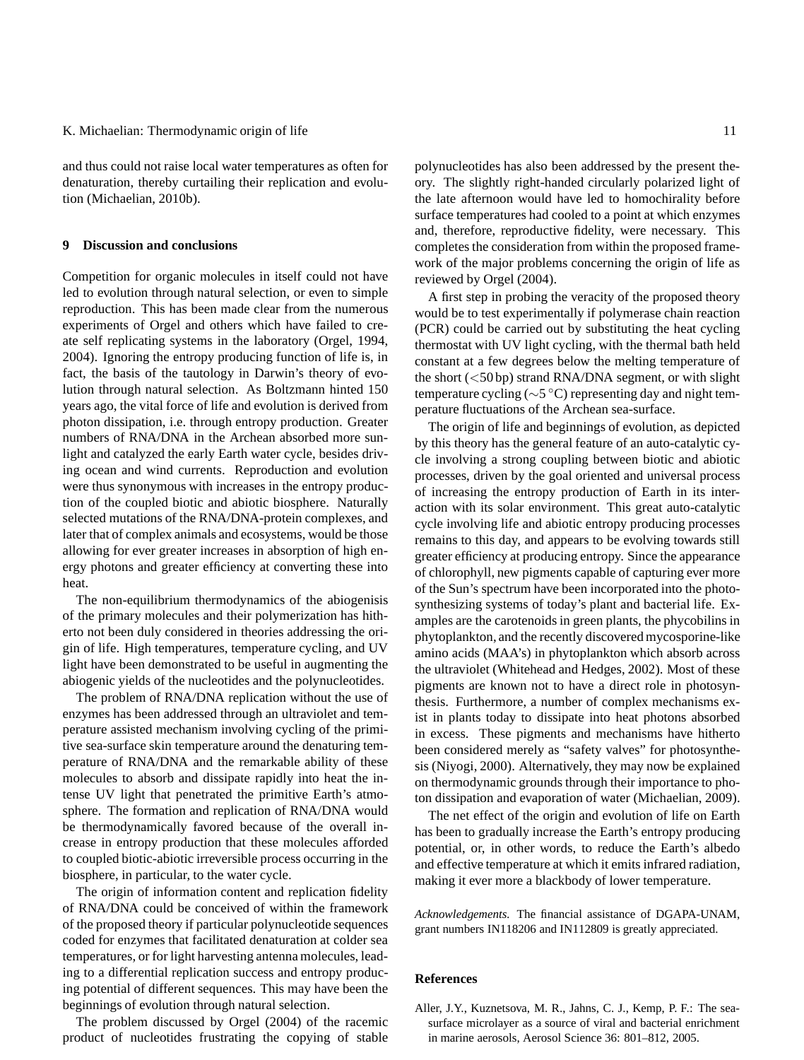and thus could not raise local water temperatures as often for denaturation, thereby curtailing their replication and evolution (Michaelian, 2010b).

## 9 Discussion and conclusions

Competition for organic molecules in itself could not have led to evolution through natural selection, or even to simple reproduction. This has been made clear from the numerous experiments of Orgel and others which have failed to create self replicating systems in the laboratory (Orgel, 1994, 2004). Ignoring the entropy producing function of life is, in fact, the basis of the tautology in Darwin's theory of evolution through natural selection. As Boltzmann hinted 150 years ago, the vital force of life and evolution is derived from photon dissipation, i.e. through entropy production. Greater numbers of RNA/DNA in the Archean absorbed more sunlight and catalyzed the early Earth water cycle, besides driving ocean and wind currents. Reproduction and evolution were thus synonymous with increases in the entropy production of the coupled biotic and abiotic biosphere. Naturally selected mutations of the RNA/DNA-protein complexes, and later that of complex animals and ecosystems, would be those allowing for ever greater increases in absorption of high energy photons and greater efficiency at converting these into heat.

The non-equilibrium thermodynamics of the abiogenisis of the primary molecules and their polymerization has hitherto not been duly considered in theories addressing the origin of life. High temperatures, temperature cycling, and UV light have been demonstrated to be useful in augmenting the abiogenic yields of the nucleotides and the polynucleotides.

The problem of RNA/DNA replication without the use of enzymes has been addressed through an ultraviolet and temperature assisted mechanism involving cycling of the primitive sea-surface skin temperature around the denaturing temperature of RNA/DNA and the remarkable ability of these molecules to absorb and dissipate rapidly into heat the intense UV light that penetrated the primitive Earth's atmosphere. The formation and replication of RNA/DNA would be thermodynamically favored because of the overall increase in entropy production that these molecules afforded to coupled biotic-abiotic irreversible process occurring in the biosphere, in particular, to the water cycle.

The origin of information content and replication fidelity of RNA/DNA could be conceived of within the framework of the proposed theory if particular polynucleotide sequences coded for enzymes that facilitated denaturation at colder sea temperatures, or for light harvesting antenna molecules, leading to a differential replication success and entropy producing potential of different sequences. This may have been the beginnings of evolution through natural selection.

The problem discussed by Orgel (2004) of the racemic product of nucleotides frustrating the copying of stable polynucleotides has also been addressed by the present theory. The slightly right-handed circularly polarized light of the late afternoon would have led to homochirality before surface temperatures had cooled to a point at which enzymes and, therefore, reproductive fidelity, were necessary. This completes the consideration from within the proposed framework of the major problems concerning the origin of life as reviewed by Orgel (2004).

A first step in probing the veracity of the proposed theory would be to test experimentally if polymerase chain reaction (PCR) could be carried out by substituting the heat cycling thermostat with UV light cycling, with the thermal bath held constant at a few degrees below the melting temperature of the short ($<50$ bp) strand RNA/DNA segment, or with slight temperature cycling ($\sim 5\,^{\circ}$C) representing day and night temperature fluctuations of the Archean sea-surface.

The origin of life and beginnings of evolution, as depicted by this theory has the general feature of an auto-catalytic cycle involving a strong coupling between biotic and abiotic processes, driven by the goal oriented and universal process of increasing the entropy production of Earth in its interaction with its solar environment. This great auto-catalytic cycle involving life and abiotic entropy producing processes remains to this day, and appears to be evolving towards still greater efficiency at producing entropy. Since the appearance of chlorophyll, new pigments capable of capturing ever more of the Sun's spectrum have been incorporated into the photosynthesizing systems of today's plant and bacterial life. Examples are the carotenoids in green plants, the phycobilins in phytoplankton, and the recently discovered mycosporine-like amino acids (MAA's) in phytoplankton which absorb across the ultraviolet (Whitehead and Hedges, 2002). Most of these pigments are known not to have a direct role in photosynthesis. Furthermore, a number of complex mechanisms exist in plants today to dissipate into heat photons absorbed in excess. These pigments and mechanisms have hitherto been considered merely as "safety valves" for photosynthesis (Niyogi, 2000). Alternatively, they may now be explained on thermodynamic grounds through their importance to photon dissipation and evaporation of water (Michaelian, 2009).

The net effect of the origin and evolution of life on Earth has been to gradually increase the Earth's entropy producing potential, or, in other words, to reduce the Earth's albedo and effective temperature at which it emits infrared radiation, making it ever more a blackbody of lower temperature.

*Acknowledgements.* The financial assistance of DGAPA-UNAM, grant numbers IN118206 and IN112809 is greatly appreciated.

## References

Aller, J.Y., Kuznetsova, M. R., Jahns, C. J., Kemp, P. F.: The sea-surface microlayer as a source of viral and bacterial enrichment in marine aerosols, Aerosol Science 36: 801–812, 2005.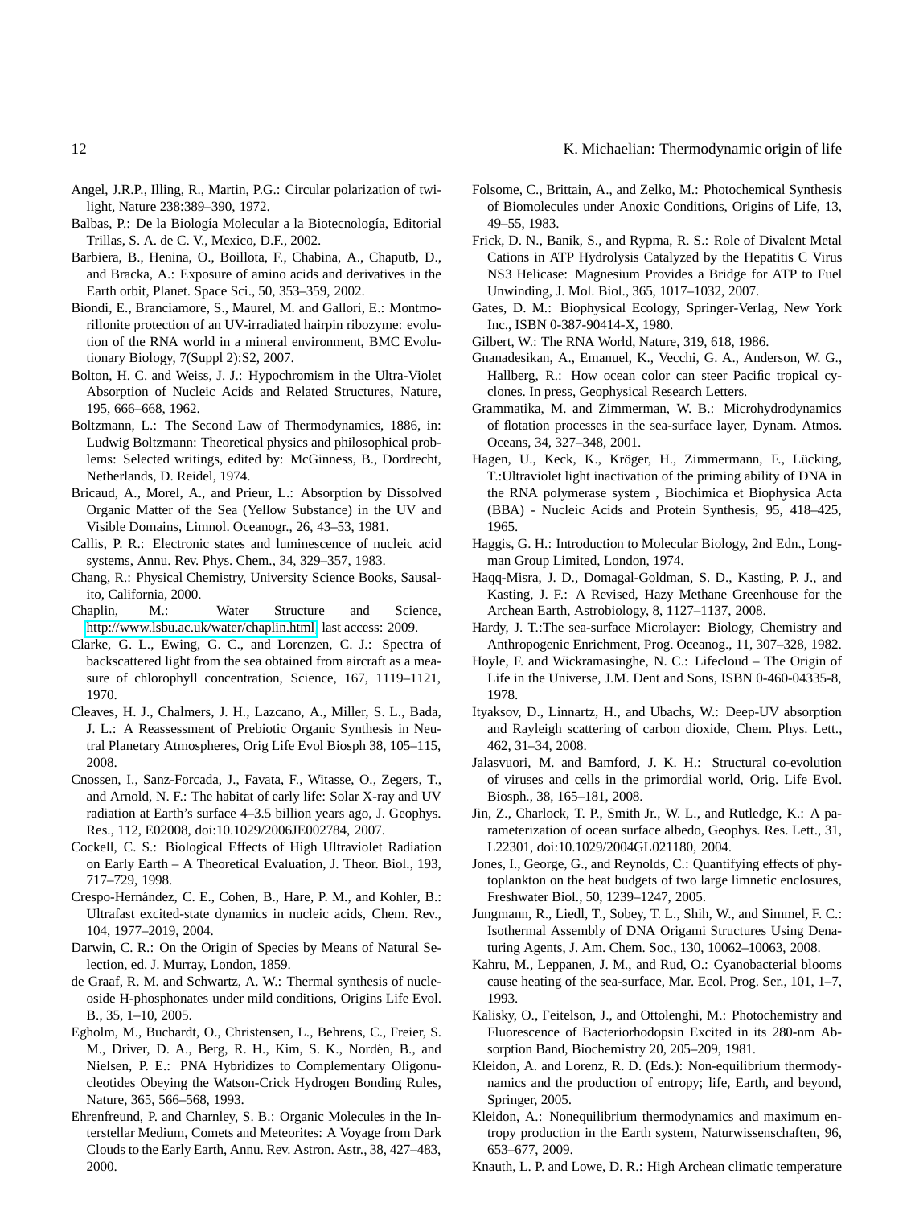Angel, J.R.P., Illing, R., Martin, P.G.: Circular polarization of twilight, Nature 238:389–390, 1972.

Balbas, P.: De la Biología Molecular a la Biotecnología, Editorial Trillas, S. A. de C. V., Mexico, D.F., 2002.

Barbiera, B., Henina, O., Boillota, F., Chabina, A., Chaputb, D., and Bracka, A.: Exposure of amino acids and derivatives in the Earth orbit, Planet. Space Sci., 50, 353–359, 2002.

Biondi, E., Branciamore, S., Maurel, M. and Gallori, E.: Montmorillonite protection of an UV-irradiated hairpin ribozyme: evolution of the RNA world in a mineral environment, BMC Evolutionary Biology, 7(Suppl 2):S2, 2007.

Bolton, H. C. and Weiss, J. J.: Hypochromism in the Ultra-Violet Absorption of Nucleic Acids and Related Structures, Nature, 195, 666–668, 1962.

Boltzmann, L.: The Second Law of Thermodynamics, 1886, in: Ludwig Boltzmann: Theoretical physics and philosophical problems: Selected writings, edited by: McGinness, B., Dordrecht, Netherlands, D. Reidel, 1974.

Bricaud, A., Morel, A., and Prieur, L.: Absorption by Dissolved Organic Matter of the Sea (Yellow Substance) in the UV and Visible Domains, Limnol. Oceanogr., 26, 43–53, 1981.

Callis, P. R.: Electronic states and luminescence of nucleic acid systems, Annu. Rev. Phys. Chem., 34, 329–357, 1983.

Chang, R.: Physical Chemistry, University Science Books, Sausalito, California, 2000.

Chaplin, M.: Water Structure and Science, http://www.lsbu.ac.uk/water/chaplin.html, last access: 2009.

Clarke, G. L., Ewing, G. C., and Lorenzen, C. J.: Spectra of backscattered light from the sea obtained from aircraft as a measure of chlorophyll concentration, Science, 167, 1119–1121, 1970.

Cleaves, H. J., Chalmers, J. H., Lazcano, A., Miller, S. L., Bada, J. L.: A Reassessment of Prebiotic Organic Synthesis in Neutral Planetary Atmospheres, Orig Life Evol Biosph 38, 105–115, 2008.

Cnossen, I., Sanz-Forcada, J., Favata, F., Witasse, O., Zegers, T., and Arnold, N. F.: The habitat of early life: Solar X-ray and UV radiation at Earth's surface 4–3.5 billion years ago, J. Geophys. Res., 112, E02008, doi:10.1029/2006JE002784, 2007.

Cockell, C. S.: Biological Effects of High Ultraviolet Radiation on Early Earth – A Theoretical Evaluation, J. Theor. Biol., 193, 717–729, 1998.

Crespo-Hernández, C. E., Cohen, B., Hare, P. M., and Kohler, B.: Ultrafast excited-state dynamics in nucleic acids, Chem. Rev., 104, 1977–2019, 2004.

Darwin, C. R.: On the Origin of Species by Means of Natural Selection, ed. J. Murray, London, 1859.

de Graaf, R. M. and Schwartz, A. W.: Thermal synthesis of nucleoside H-phosphonates under mild conditions, Origins Life Evol. B., 35, 1–10, 2005.

Egholm, M., Buchardt, O., Christensen, L., Behrens, C., Freier, S. M., Driver, D. A., Berg, R. H., Kim, S. K., Nordén, B., and Nielsen, P. E.: PNA Hybridizes to Complementary Oligonucleotides Obeying the Watson-Crick Hydrogen Bonding Rules, Nature, 365, 566–568, 1993.

Ehrenfreund, P. and Charnley, S. B.: Organic Molecules in the Interstellar Medium, Comets and Meteorites: A Voyage from Dark Clouds to the Early Earth, Annu. Rev. Astron. Astr., 38, 427–483, 2000.

Folsome, C., Brittain, A., and Zelko, M.: Photochemical Synthesis of Biomolecules under Anoxic Conditions, Origins of Life, 13, 49–55, 1983.

Frick, D. N., Banik, S., and Rypma, R. S.: Role of Divalent Metal Cations in ATP Hydrolysis Catalyzed by the Hepatitis C Virus NS3 Helicase: Magnesium Provides a Bridge for ATP to Fuel Unwinding, J. Mol. Biol., 365, 1017–1032, 2007.

Gates, D. M.: Biophysical Ecology, Springer-Verlag, New York Inc., ISBN 0-387-90414-X, 1980.

Gilbert, W.: The RNA World, Nature, 319, 618, 1986.

Gnanadesikan, A., Emanuel, K., Vecchi, G. A., Anderson, W. G., Hallberg, R.: How ocean color can steer Pacific tropical cyclones. In press, Geophysical Research Letters.

Grammatika, M. and Zimmerman, W. B.: Microhydrodynamics of flotation processes in the sea-surface layer, Dynam. Atmos. Oceans, 34, 327–348, 2001.

Hagen, U., Keck, K., Kröger, H., Zimmermann, F., Lücking, T.:Ultraviolet light inactivation of the priming ability of DNA in the RNA polymerase system , Biochimica et Biophysica Acta (BBA) - Nucleic Acids and Protein Synthesis, 95, 418–425, 1965.

Haggis, G. H.: Introduction to Molecular Biology, 2nd Edn., Longman Group Limited, London, 1974.

Haqq-Misra, J. D., Domagal-Goldman, S. D., Kasting, P. J., and Kasting, J. F.: A Revised, Hazy Methane Greenhouse for the Archean Earth, Astrobiology, 8, 1127–1137, 2008.

Hardy, J. T.:The sea-surface Microlayer: Biology, Chemistry and Anthropogenic Enrichment, Prog. Oceanog., 11, 307–328, 1982.

Hoyle, F. and Wickramasinghe, N. C.: Lifecloud – The Origin of Life in the Universe, J.M. Dent and Sons, ISBN 0-460-04335-8, 1978.

Ityaksov, D., Linnartz, H., and Ubachs, W.: Deep-UV absorption and Rayleigh scattering of carbon dioxide, Chem. Phys. Lett., 462, 31–34, 2008.

Jalasvuori, M. and Bamford, J. K. H.: Structural co-evolution of viruses and cells in the primordial world, Orig. Life Evol. Biosph., 38, 165–181, 2008.

Jin, Z., Charlock, T. P., Smith Jr., W. L., and Rutledge, K.: A parameterization of ocean surface albedo, Geophys. Res. Lett., 31, L22301, doi:10.1029/2004GL021180, 2004.

Jones, I., George, G., and Reynolds, C.: Quantifying effects of phytoplankton on the heat budgets of two large limnetic enclosures, Freshwater Biol., 50, 1239–1247, 2005.

Jungmann, R., Liedl, T., Sobey, T. L., Shih, W., and Simmel, F. C.: Isothermal Assembly of DNA Origami Structures Using Denaturing Agents, J. Am. Chem. Soc., 130, 10062–10063, 2008.

Kahru, M., Leppanen, J. M., and Rud, O.: Cyanobacterial blooms cause heating of the sea-surface, Mar. Ecol. Prog. Ser., 101, 1–7, 1993.

Kalisky, O., Feitelson, J., and Ottolenghi, M.: Photochemistry and Fluorescence of Bacteriorhodopsin Excited in its 280-nm Absorption Band, Biochemistry 20, 205–209, 1981.

Kleidon, A. and Lorenz, R. D. (Eds.): Non-equilibrium thermodynamics and the production of entropy; life, Earth, and beyond, Springer, 2005.

Kleidon, A.: Nonequilibrium thermodynamics and maximum entropy production in the Earth system, Naturwissenschaften, 96, 653–677, 2009.

Knauth, L. P. and Lowe, D. R.: High Archean climatic temperature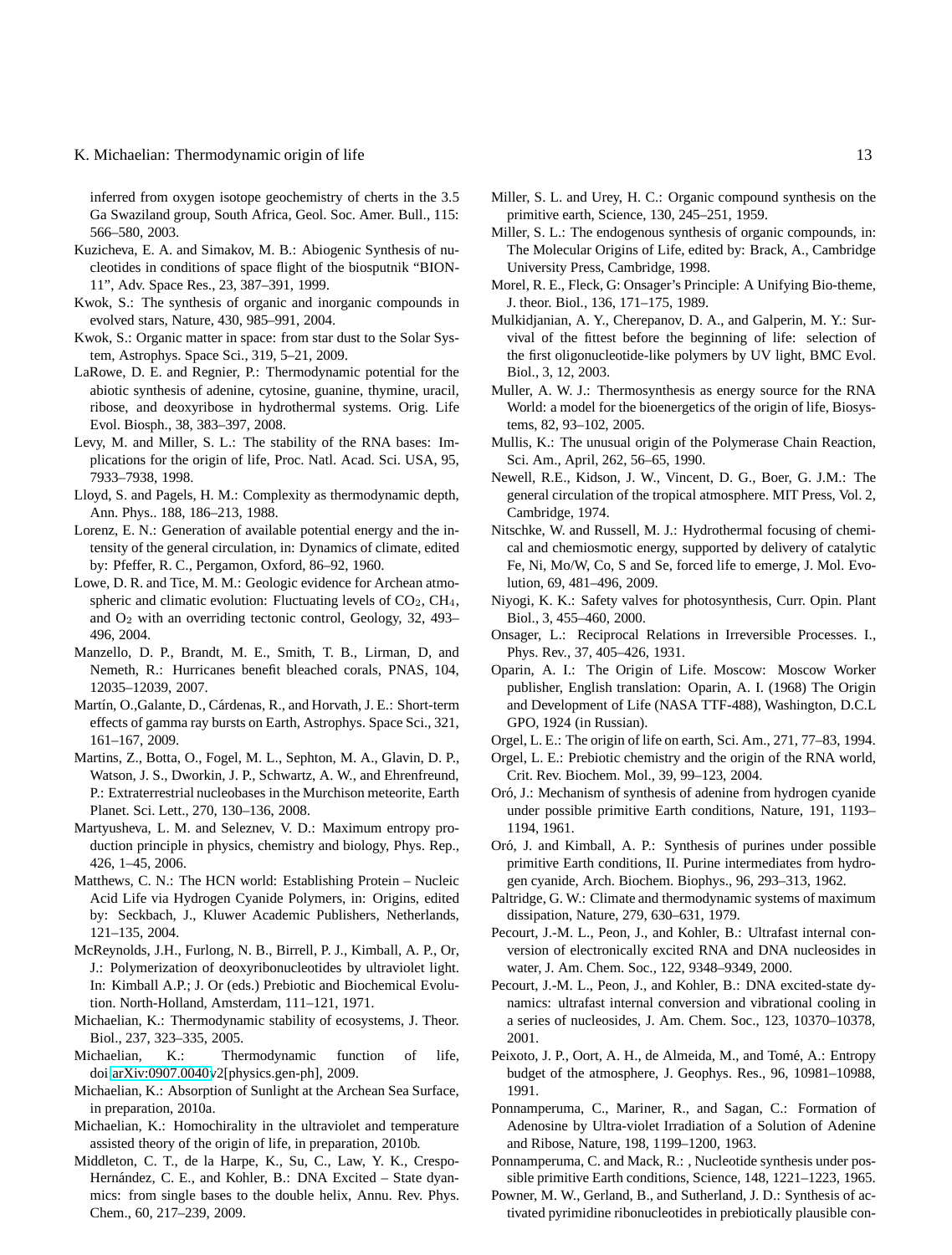inferred from oxygen isotope geochemistry of cherts in the 3.5 Ga Swaziland group, South Africa, Geol. Soc. Amer. Bull., 115: 566–580, 2003.

Kuzicheva, E. A. and Simakov, M. B.: Abiogenic Synthesis of nucleotides in conditions of space flight of the biosputnik "BION-11", Adv. Space Res., 23, 387–391, 1999.

Kwok, S.: The synthesis of organic and inorganic compounds in evolved stars, Nature, 430, 985–991, 2004.

Kwok, S.: Organic matter in space: from star dust to the Solar System, Astrophys. Space Sci., 319, 5–21, 2009.

LaRowe, D. E. and Regnier, P.: Thermodynamic potential for the abiotic synthesis of adenine, cytosine, guanine, thymine, uracil, ribose, and deoxyribose in hydrothermal systems. Orig. Life Evol. Biosph., 38, 383–397, 2008.

Levy, M. and Miller, S. L.: The stability of the RNA bases: Implications for the origin of life, Proc. Natl. Acad. Sci. USA, 95, 7933–7938, 1998.

Lloyd, S. and Pagels, H. M.: Complexity as thermodynamic depth, Ann. Phys.. 188, 186–213, 1988.

Lorenz, E. N.: Generation of available potential energy and the intensity of the general circulation, in: Dynamics of climate, edited by: Pfeffer, R. C., Pergamon, Oxford, 86–92, 1960.

Lowe, D. R. and Tice, M. M.: Geologic evidence for Archean atmospheric and climatic evolution: Fluctuating levels of $CO_2$, $CH_4$, and $O_2$ with an overriding tectonic control, Geology, 32, 493–496, 2004.

Manzello, D. P., Brandt, M. E., Smith, T. B., Lirman, D, and Nemeth, R.: Hurricanes benefit bleached corals, PNAS, 104, 12035–12039, 2007.

Martín, O.,Galante, D., Cárdenas, R., and Horvath, J. E.: Short-term effects of gamma ray bursts on Earth, Astrophys. Space Sci., 321, 161–167, 2009.

Martins, Z., Botta, O., Fogel, M. L., Sephton, M. A., Glavin, D. P., Watson, J. S., Dworkin, J. P., Schwartz, A. W., and Ehrenfreund, P.: Extraterrestrial nucleobases in the Murchison meteorite, Earth Planet. Sci. Lett., 270, 130–136, 2008.

Martyusheva, L. M. and Seleznev, V. D.: Maximum entropy production principle in physics, chemistry and biology, Phys. Rep., 426, 1–45, 2006.

Matthews, C. N.: The HCN world: Establishing Protein – Nucleic Acid Life via Hydrogen Cyanide Polymers, in: Origins, edited by: Seckbach, J., Kluwer Academic Publishers, Netherlands, 121–135, 2004.

McReynolds, J.H., Furlong, N. B., Birrell, P. J., Kimball, A. P., Or, J.: Polymerization of deoxyribonucleotides by ultraviolet light. In: Kimball A.P.; J. Or (eds.) Prebiotic and Biochemical Evolution. North-Holland, Amsterdam, 111–121, 1971.

Michaelian, K.: Thermodynamic stability of ecosystems, J. Theor. Biol., 237, 323–335, 2005.

Michaelian, K.: Thermodynamic function of life, doi:arXiv:0907.0040v2[physics.gen-ph], 2009.

Michaelian, K.: Absorption of Sunlight at the Archean Sea Surface, in preparation, 2010a.

Michaelian, K.: Homochirality in the ultraviolet and temperature assisted theory of the origin of life, in preparation, 2010b.

Middleton, C. T., de la Harpe, K., Su, C., Law, Y. K., Crespo-Hernández, C. E., and Kohler, B.: DNA Excited – State dyanmics: from single bases to the double helix, Annu. Rev. Phys. Chem., 60, 217–239, 2009.

Miller, S. L. and Urey, H. C.: Organic compound synthesis on the primitive earth, Science, 130, 245–251, 1959.

Miller, S. L.: The endogenous synthesis of organic compounds, in: The Molecular Origins of Life, edited by: Brack, A., Cambridge University Press, Cambridge, 1998.

Morel, R. E., Fleck, G: Onsager's Principle: A Unifying Bio-theme, J. theor. Biol., 136, 171–175, 1989.

Mulkidjanian, A. Y., Cherepanov, D. A., and Galperin, M. Y.: Survival of the fittest before the beginning of life: selection of the first oligonucleotide-like polymers by UV light, BMC Evol. Biol., 3, 12, 2003.

Muller, A. W. J.: Thermosynthesis as energy source for the RNA World: a model for the bioenergetics of the origin of life, Biosystems, 82, 93–102, 2005.

Mullis, K.: The unusual origin of the Polymerase Chain Reaction, Sci. Am., April, 262, 56–65, 1990.

Newell, R.E., Kidson, J. W., Vincent, D. G., Boer, G. J.M.: The general circulation of the tropical atmosphere. MIT Press, Vol. 2, Cambridge, 1974.

Nitschke, W. and Russell, M. J.: Hydrothermal focusing of chemical and chemiosmotic energy, supported by delivery of catalytic Fe, Ni, Mo/W, Co, S and Se, forced life to emerge, J. Mol. Evolution, 69, 481–496, 2009.

Niyogi, K. K.: Safety valves for photosynthesis, Curr. Opin. Plant Biol., 3, 455–460, 2000.

Onsager, L.: Reciprocal Relations in Irreversible Processes. I., Phys. Rev., 37, 405–426, 1931.

Oparin, A. I.: The Origin of Life. Moscow: Moscow Worker publisher, English translation: Oparin, A. I. (1968) The Origin and Development of Life (NASA TTF-488), Washington, D.C.L GPO, 1924 (in Russian).

Orgel, L. E.: The origin of life on earth, Sci. Am., 271, 77–83, 1994.

Orgel, L. E.: Prebiotic chemistry and the origin of the RNA world, Crit. Rev. Biochem. Mol., 39, 99–123, 2004.

Oró, J.: Mechanism of synthesis of adenine from hydrogen cyanide under possible primitive Earth conditions, Nature, 191, 1193–1194, 1961.

Oró, J. and Kimball, A. P.: Synthesis of purines under possible primitive Earth conditions, II. Purine intermediates from hydrogen cyanide, Arch. Biochem. Biophys., 96, 293–313, 1962.

Paltridge, G. W.: Climate and thermodynamic systems of maximum dissipation, Nature, 279, 630–631, 1979.

Pecourt, J.-M. L., Peon, J., and Kohler, B.: Ultrafast internal conversion of electronically excited RNA and DNA nucleosides in water, J. Am. Chem. Soc., 122, 9348–9349, 2000.

Pecourt, J.-M. L., Peon, J., and Kohler, B.: DNA excited-state dynamics: ultrafast internal conversion and vibrational cooling in a series of nucleosides, J. Am. Chem. Soc., 123, 10370–10378, 2001.

Peixoto, J. P., Oort, A. H., de Almeida, M., and Tomé, A.: Entropy budget of the atmosphere, J. Geophys. Res., 96, 10981–10988, 1991.

Ponnamperuma, C., Mariner, R., and Sagan, C.: Formation of Adenosine by Ultra-violet Irradiation of a Solution of Adenine and Ribose, Nature, 198, 1199–1200, 1963.

Ponnamperuma, C. and Mack, R.: , Nucleotide synthesis under possible primitive Earth conditions, Science, 148, 1221–1223, 1965.

Powner, M. W., Gerland, B., and Sutherland, J. D.: Synthesis of activated pyrimidine ribonucleotides in prebiotically plausible con-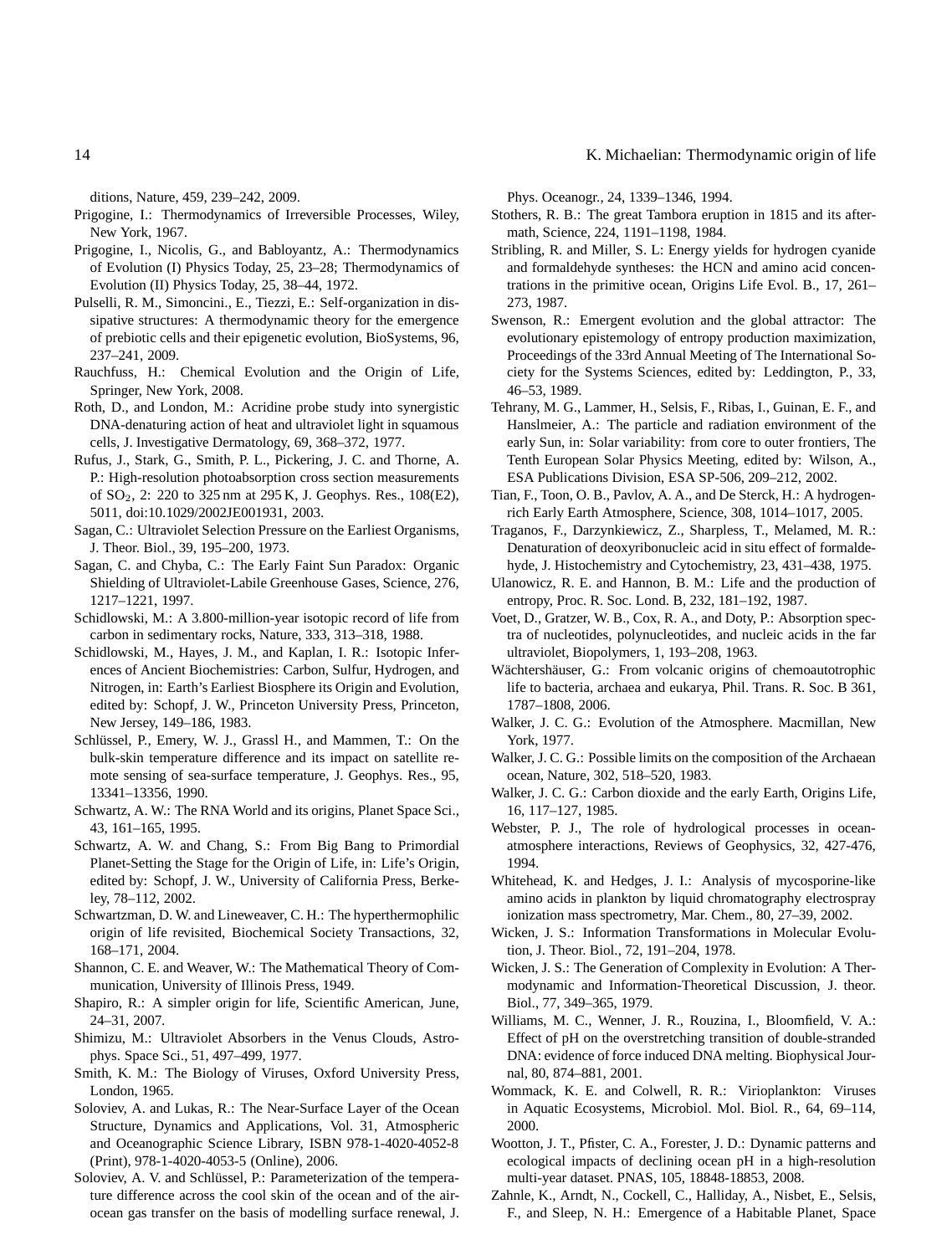ditions, Nature, 459, 239–242, 2009.

Prigogine, I.: Thermodynamics of Irreversible Processes, Wiley, New York, 1967.

Prigogine, I., Nicolis, G., and Babloyantz, A.: Thermodynamics of Evolution (I) Physics Today, 25, 23–28; Thermodynamics of Evolution (II) Physics Today, 25, 38–44, 1972.

Pulselli, R. M., Simoncini., E., Tiezzi, E.: Self-organization in dissipative structures: A thermodynamic theory for the emergence of prebiotic cells and their epigenetic evolution, BioSystems, 96, 237–241, 2009.

Rauchfuss, H.: Chemical Evolution and the Origin of Life, Springer, New York, 2008.

Roth, D., and London, M.: Acridine probe study into synergistic DNA-denaturing action of heat and ultraviolet light in squamous cells, J. Investigative Dermatology, 69, 368–372, 1977.

Rufus, J., Stark, G., Smith, P. L., Pickering, J. C. and Thorne, A. P.: High-resolution photoabsorption cross section measurements of $SO_2$, 2: 220 to 325 nm at 295 K, J. Geophys. Res., 108(E2), 5011, doi:10.1029/2002JE001931, 2003.

Sagan, C.: Ultraviolet Selection Pressure on the Earliest Organisms, J. Theor. Biol., 39, 195–200, 1973.

Sagan, C. and Chyba, C.: The Early Faint Sun Paradox: Organic Shielding of Ultraviolet-Labile Greenhouse Gases, Science, 276, 1217–1221, 1997.

Schidlowski, M.: A 3.800-million-year isotopic record of life from carbon in sedimentary rocks, Nature, 333, 313–318, 1988.

Schidlowski, M., Hayes, J. M., and Kaplan, I. R.: Isotopic Inferences of Ancient Biochemistries: Carbon, Sulfur, Hydrogen, and Nitrogen, in: Earth's Earliest Biosphere its Origin and Evolution, edited by: Schopf, J. W., Princeton University Press, Princeton, New Jersey, 149–186, 1983.

Schlüssel, P., Emery, W. J., Grassl H., and Mammen, T.: On the bulk-skin temperature difference and its impact on satellite remote sensing of sea-surface temperature, J. Geophys. Res., 95, 13341–13356, 1990.

Schwartz, A. W.: The RNA World and its origins, Planet Space Sci., 43, 161–165, 1995.

Schwartz, A. W. and Chang, S.: From Big Bang to Primordial Planet-Setting the Stage for the Origin of Life, in: Life's Origin, edited by: Schopf, J. W., University of California Press, Berkeley, 78–112, 2002.

Schwartzman, D. W. and Lineweaver, C. H.: The hyperthermophilic origin of life revisited, Biochemical Society Transactions, 32, 168–171, 2004.

Shannon, C. E. and Weaver, W.: The Mathematical Theory of Communication, University of Illinois Press, 1949.

Shapiro, R.: A simpler origin for life, Scientific American, June, 24–31, 2007.

Shimizu, M.: Ultraviolet Absorbers in the Venus Clouds, Astrophys. Space Sci., 51, 497–499, 1977.

Smith, K. M.: The Biology of Viruses, Oxford University Press, London, 1965.

Soloviev, A. and Lukas, R.: The Near-Surface Layer of the Ocean Structure, Dynamics and Applications, Vol. 31, Atmospheric and Oceanographic Science Library, ISBN 978-1-4020-4052-8 (Print), 978-1-4020-4053-5 (Online), 2006.

Soloviev, A. V. and Schlüssel, P.: Parameterization of the temperature difference across the cool skin of the ocean and of the air-ocean gas transfer on the basis of modelling surface renewal, J. Phys. Oceanogr., 24, 1339–1346, 1994.

Stothers, R. B.: The great Tambora eruption in 1815 and its aftermath, Science, 224, 1191–1198, 1984.

Stribling, R. and Miller, S. L: Energy yields for hydrogen cyanide and formaldehyde syntheses: the HCN and amino acid concentrations in the primitive ocean, Origins Life Evol. B., 17, 261–273, 1987.

Swenson, R.: Emergent evolution and the global attractor: The evolutionary epistemology of entropy production maximization, Proceedings of the 33rd Annual Meeting of The International Society for the Systems Sciences, edited by: Leddington, P., 33, 46–53, 1989.

Tehrany, M. G., Lammer, H., Selsis, F., Ribas, I., Guinan, E. F., and Hanslmeier, A.: The particle and radiation environment of the early Sun, in: Solar variability: from core to outer frontiers, The Tenth European Solar Physics Meeting, edited by: Wilson, A., ESA Publications Division, ESA SP-506, 209–212, 2002.

Tian, F., Toon, O. B., Pavlov, A. A., and De Sterck, H.: A hydrogen-rich Early Earth Atmosphere, Science, 308, 1014–1017, 2005.

Traganos, F., Darzynkiewicz, Z., Sharpless, T., Melamed, M. R.: Denaturation of deoxyribonucleic acid in situ effect of formaldehyde, J. Histochemistry and Cytochemistry, 23, 431–438, 1975.

Ulanowicz, R. E. and Hannon, B. M.: Life and the production of entropy, Proc. R. Soc. Lond. B, 232, 181–192, 1987.

Voet, D., Gratzer, W. B., Cox, R. A., and Doty, P.: Absorption spectra of nucleotides, polynucleotides, and nucleic acids in the far ultraviolet, Biopolymers, 1, 193–208, 1963.

Wächtershäuser, G.: From volcanic origins of chemoautotrophic life to bacteria, archaea and eukarya, Phil. Trans. R. Soc. B 361, 1787–1808, 2006.

Walker, J. C. G.: Evolution of the Atmosphere. Macmillan, New York, 1977.

Walker, J. C. G.: Possible limits on the composition of the Archaean ocean, Nature, 302, 518–520, 1983.

Walker, J. C. G.: Carbon dioxide and the early Earth, Origins Life, 16, 117–127, 1985.

Webster, P. J., The role of hydrological processes in ocean-atmosphere interactions, Reviews of Geophysics, 32, 427-476, 1994.

Whitehead, K. and Hedges, J. I.: Analysis of mycosporine-like amino acids in plankton by liquid chromatography electrospray ionization mass spectrometry, Mar. Chem., 80, 27–39, 2002.

Wicken, J. S.: Information Transformations in Molecular Evolution, J. Theor. Biol., 72, 191–204, 1978.

Wicken, J. S.: The Generation of Complexity in Evolution: A Thermodynamic and Information-Theoretical Discussion, J. theor. Biol., 77, 349–365, 1979.

Williams, M. C., Wenner, J. R., Rouzina, I., Bloomfield, V. A.: Effect of pH on the overstretching transition of double-stranded DNA: evidence of force induced DNA melting. Biophysical Journal, 80, 874–881, 2001.

Wommack, K. E. and Colwell, R. R.: Virioplankton: Viruses in Aquatic Ecosystems, Microbiol. Mol. Biol. R., 64, 69–114, 2000.

Wootton, J. T., Pfister, C. A., Forester, J. D.: Dynamic patterns and ecological impacts of declining ocean pH in a high-resolution multi-year dataset. PNAS, 105, 18848-18853, 2008.

Zahnle, K., Arndt, N., Cockell, C., Halliday, A., Nisbet, E., Selsis, F., and Sleep, N. H.: Emergence of a Habitable Planet, Space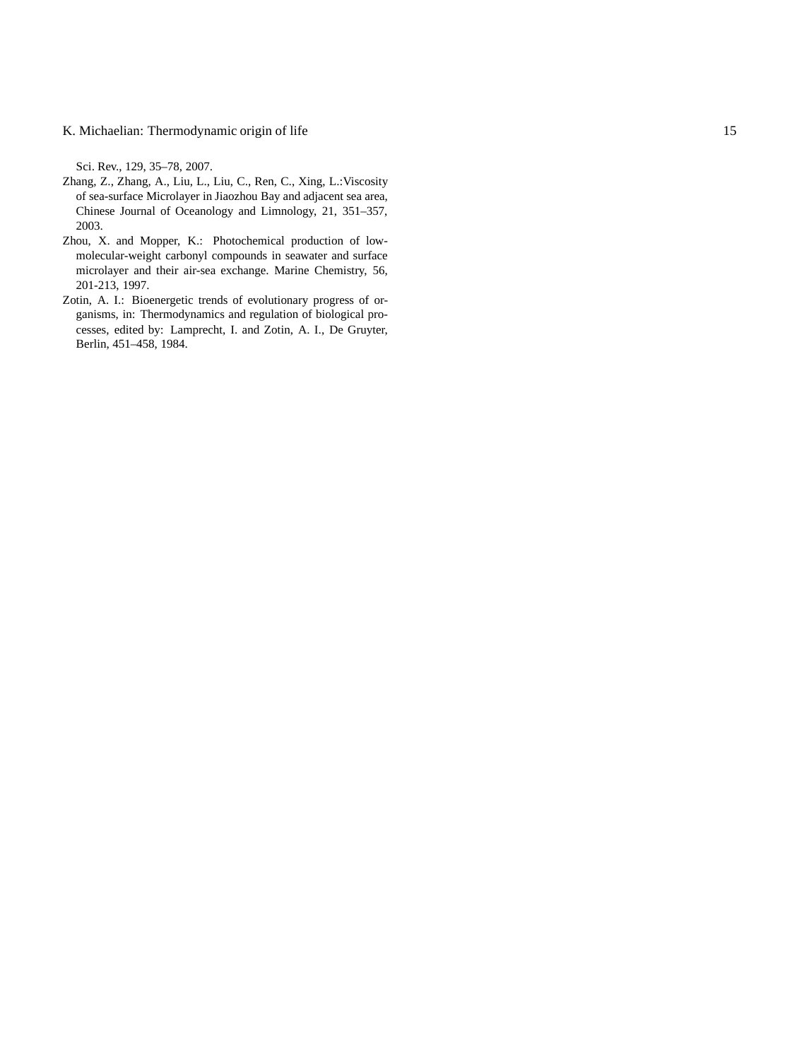Sci. Rev., 129, 35–78, 2007.

Zhang, Z., Zhang, A., Liu, L., Liu, C., Ren, C., Xing, L.:Viscosity of sea-surface Microlayer in Jiaozhou Bay and adjacent sea area, Chinese Journal of Oceanology and Limnology, 21, 351–357, 2003.

Zhou, X. and Mopper, K.: Photochemical production of low-molecular-weight carbonyl compounds in seawater and surface microlayer and their air-sea exchange. Marine Chemistry, 56, 201-213, 1997.

Zotin, A. I.: Bioenergetic trends of evolutionary progress of organisms, in: Thermodynamics and regulation of biological processes, edited by: Lamprecht, I. and Zotin, A. I., De Gruyter, Berlin, 451–458, 1984.